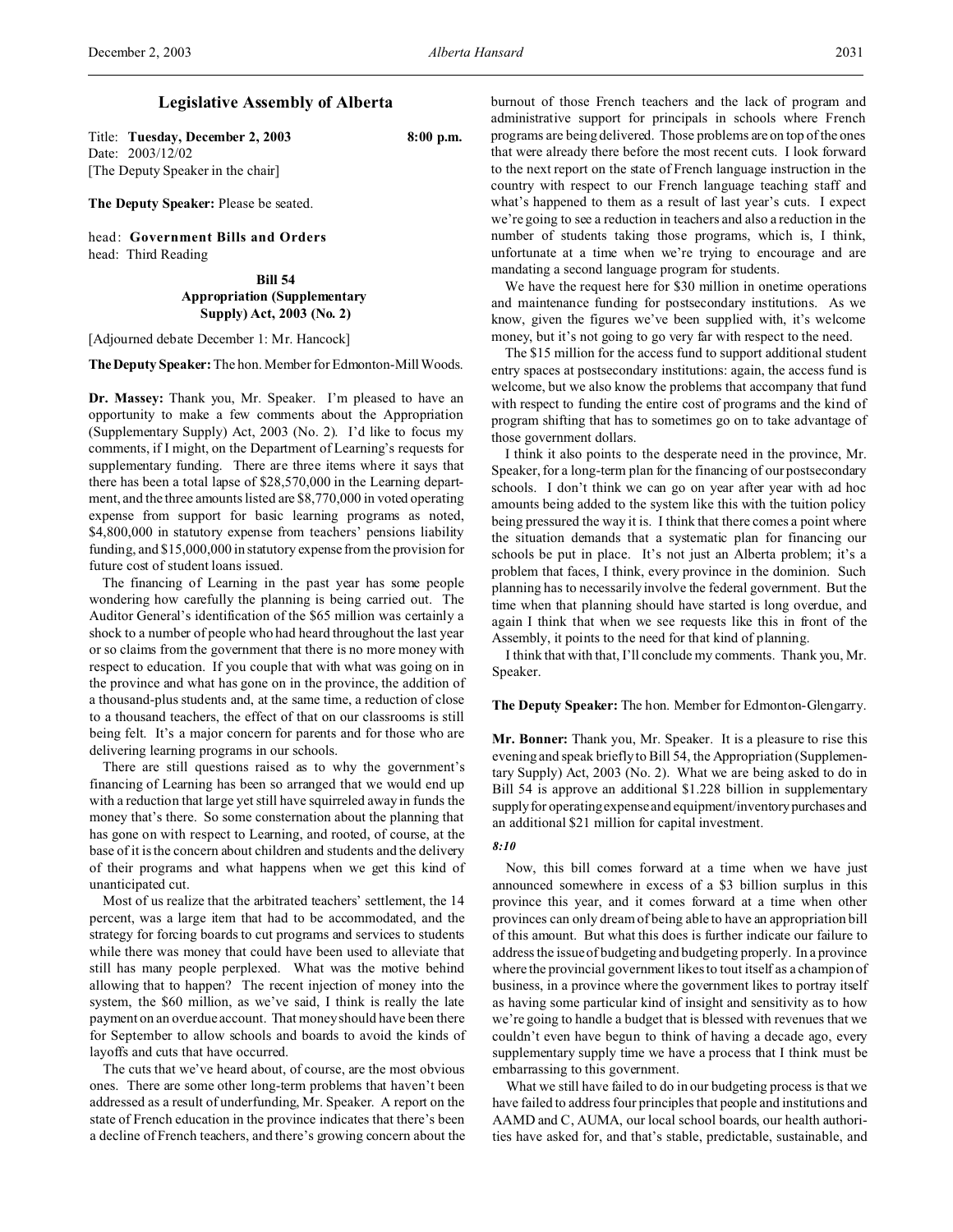# Legislative Assembly of Alberta

Title: **Tuesday, December 2, 2003** 8:00 p.m.
Date: 2003/12/02
[The Deputy Speaker in the chair]

**The Deputy Speaker:** Please be seated.

head: **Government Bills and Orders**
head: Third Reading

### Bill 54
### Appropriation (Supplementary Supply) Act, 2003 (No. 2)

[Adjourned debate December 1: Mr. Hancock]

**The Deputy Speaker:** The hon. Member for Edmonton-Mill Woods.

**Dr. Massey:** Thank you, Mr. Speaker. I'm pleased to have an opportunity to make a few comments about the Appropriation (Supplementary Supply) Act, 2003 (No. 2). I'd like to focus my comments, if I might, on the Department of Learning's requests for supplementary funding. There are three items where it says that there has been a total lapse of $28,570,000 in the Learning department, and the three amounts listed are $8,770,000 in voted operating expense from support for basic learning programs as noted, $4,800,000 in statutory expense from teachers' pensions liability funding, and $15,000,000 in statutory expense from the provision for future cost of student loans issued.

The financing of Learning in the past year has some people wondering how carefully the planning is being carried out. The Auditor General's identification of the $65 million was certainly a shock to a number of people who had heard throughout the last year or so claims from the government that there is no more money with respect to education. If you couple that with what was going on in the province and what has gone on in the province, the addition of a thousand-plus students and, at the same time, a reduction of close to a thousand teachers, the effect of that on our classrooms is still being felt. It's a major concern for parents and for those who are delivering learning programs in our schools.

There are still questions raised as to why the government's financing of Learning has been so arranged that we would end up with a reduction that large yet still have squirreled away in funds the money that's there. So some consternation about the planning that has gone on with respect to Learning, and rooted, of course, at the base of it is the concern about children and students and the delivery of their programs and what happens when we get this kind of unanticipated cut.

Most of us realize that the arbitrated teachers' settlement, the 14 percent, was a large item that had to be accommodated, and the strategy for forcing boards to cut programs and services to students while there was money that could have been used to alleviate that still has many people perplexed. What was the motive behind allowing that to happen? The recent injection of money into the system, the $60 million, as we've said, I think is really the late payment on an overdue account. That money should have been there for September to allow schools and boards to avoid the kinds of layoffs and cuts that have occurred.

The cuts that we've heard about, of course, are the most obvious ones. There are some other long-term problems that haven't been addressed as a result of underfunding, Mr. Speaker. A report on the state of French education in the province indicates that there's been a decline of French teachers, and there's growing concern about the burnout of those French teachers and the lack of program and administrative support for principals in schools where French programs are being delivered. Those problems are on top of the ones that were already there before the most recent cuts. I look forward to the next report on the state of French language instruction in the country with respect to our French language teaching staff and what's happened to them as a result of last year's cuts. I expect we're going to see a reduction in teachers and also a reduction in the number of students taking those programs, which is, I think, unfortunate at a time when we're trying to encourage and are mandating a second language program for students.

We have the request here for $30 million in onetime operations and maintenance funding for postsecondary institutions. As we know, given the figures we've been supplied with, it's welcome money, but it's not going to go very far with respect to the need.

The $15 million for the access fund to support additional student entry spaces at postsecondary institutions: again, the access fund is welcome, but we also know the problems that accompany that fund with respect to funding the entire cost of programs and the kind of program shifting that has to sometimes go on to take advantage of those government dollars.

I think it also points to the desperate need in the province, Mr. Speaker, for a long-term plan for the financing of our postsecondary schools. I don't think we can go on year after year with ad hoc amounts being added to the system like this with the tuition policy being pressured the way it is. I think that there comes a point where the situation demands that a systematic plan for financing our schools be put in place. It's not just an Alberta problem; it's a problem that faces, I think, every province in the dominion. Such planning has to necessarily involve the federal government. But the time when that planning should have started is long overdue, and again I think that when we see requests like this in front of the Assembly, it points to the need for that kind of planning.

I think that with that, I'll conclude my comments. Thank you, Mr. Speaker.

**The Deputy Speaker:** The hon. Member for Edmonton-Glengarry.

**Mr. Bonner:** Thank you, Mr. Speaker. It is a pleasure to rise this evening and speak briefly to Bill 54, the Appropriation (Supplementary Supply) Act, 2003 (No. 2). What we are being asked to do in Bill 54 is approve an additional $1.228 billion in supplementary supply for operating expense and equipment/inventory purchases and an additional $21 million for capital investment.

*8:10*

Now, this bill comes forward at a time when we have just announced somewhere in excess of a $3 billion surplus in this province this year, and it comes forward at a time when other provinces can only dream of being able to have an appropriation bill of this amount. But what this does is further indicate our failure to address the issue of budgeting and budgeting properly. In a province where the provincial government likes to tout itself as a champion of business, in a province where the government likes to portray itself as having some particular kind of insight and sensitivity as to how we're going to handle a budget that is blessed with revenues that we couldn't even have begun to think of having a decade ago, every supplementary supply time we have a process that I think must be embarrassing to this government.

What we still have failed to do in our budgeting process is that we have failed to address four principles that people and institutions and AAMD and C, AUMA, our local school boards, our health authorities have asked for, and that's stable, predictable, sustainable, and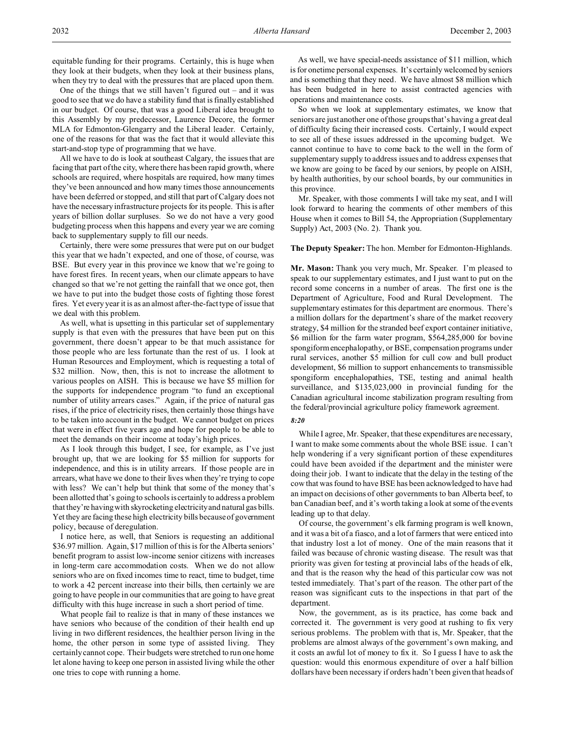equitable funding for their programs. Certainly, this is huge when they look at their budgets, when they look at their business plans, when they try to deal with the pressures that are placed upon them.

One of the things that we still haven't figured out – and it was good to see that we do have a stability fund that is finally established in our budget. Of course, that was a good Liberal idea brought to this Assembly by my predecessor, Laurence Decore, the former MLA for Edmonton-Glengarry and the Liberal leader. Certainly, one of the reasons for that was the fact that it would alleviate this start-and-stop type of programming that we have.

All we have to do is look at southeast Calgary, the issues that are facing that part of the city, where there has been rapid growth, where schools are required, where hospitals are required, how many times they've been announced and how many times those announcements have been deferred or stopped, and still that part of Calgary does not have the necessary infrastructure projects for its people. This is after years of billion dollar surpluses. So we do not have a very good budgeting process when this happens and every year we are coming back to supplementary supply to fill our needs.

Certainly, there were some pressures that were put on our budget this year that we hadn't expected, and one of those, of course, was BSE. But every year in this province we know that we're going to have forest fires. In recent years, when our climate appears to have changed so that we're not getting the rainfall that we once got, then we have to put into the budget those costs of fighting those forest fires. Yet every year it is as an almost after-the-fact type of issue that we deal with this problem.

As well, what is upsetting in this particular set of supplementary supply is that even with the pressures that have been put on this government, there doesn't appear to be that much assistance for those people who are less fortunate than the rest of us. I look at Human Resources and Employment, which is requesting a total of $32 million. Now, then, this is not to increase the allotment to various peoples on AISH. This is because we have $5 million for the supports for independence program "to fund an exceptional number of utility arrears cases." Again, if the price of natural gas rises, if the price of electricity rises, then certainly those things have to be taken into account in the budget. We cannot budget on prices that were in effect five years ago and hope for people to be able to meet the demands on their income at today's high prices.

As I look through this budget, I see, for example, as I've just brought up, that we are looking for $5 million for supports for independence, and this is in utility arrears. If those people are in arrears, what have we done to their lives when they're trying to cope with less? We can't help but think that some of the money that's been allotted that's going to schools is certainly to address a problem that they're having with skyrocketing electricity and natural gas bills. Yet they are facing these high electricity bills because of government policy, because of deregulation.

I notice here, as well, that Seniors is requesting an additional $36.97 million. Again, $17 million of this is for the Alberta seniors' benefit program to assist low-income senior citizens with increases in long-term care accommodation costs. When we do not allow seniors who are on fixed incomes time to react, time to budget, time to work a 42 percent increase into their bills, then certainly we are going to have people in our communities that are going to have great difficulty with this huge increase in such a short period of time.

What people fail to realize is that in many of these instances we have seniors who because of the condition of their health end up living in two different residences, the healthier person living in the home, the other person in some type of assisted living. They certainly cannot cope. Their budgets were stretched to run one home let alone having to keep one person in assisted living while the other one tries to cope with running a home.

As well, we have special-needs assistance of $11 million, which is for onetime personal expenses. It's certainly welcomed by seniors and is something that they need. We have almost $8 million which has been budgeted in here to assist contracted agencies with operations and maintenance costs.

So when we look at supplementary estimates, we know that seniors are just another one of those groups that's having a great deal of difficulty facing their increased costs. Certainly, I would expect to see all of these issues addressed in the upcoming budget. We cannot continue to have to come back to the well in the form of supplementary supply to address issues and to address expenses that we know are going to be faced by our seniors, by people on AISH, by health authorities, by our school boards, by our communities in this province.

Mr. Speaker, with those comments I will take my seat, and I will look forward to hearing the comments of other members of this House when it comes to Bill 54, the Appropriation (Supplementary Supply) Act, 2003 (No. 2). Thank you.

**The Deputy Speaker:** The hon. Member for Edmonton-Highlands.

**Mr. Mason:** Thank you very much, Mr. Speaker. I'm pleased to speak to our supplementary estimates, and I just want to put on the record some concerns in a number of areas. The first one is the Department of Agriculture, Food and Rural Development. The supplementary estimates for this department are enormous. There's a million dollars for the department's share of the market recovery strategy, $4 million for the stranded beef export container initiative, $6 million for the farm water program, $564,285,000 for bovine spongiform encephalopathy, or BSE, compensation programs under rural services, another $5 million for cull cow and bull product development, $6 million to support enhancements to transmissible spongiform encephalopathies, TSE, testing and animal health surveillance, and $135,023,000 in provincial funding for the Canadian agricultural income stabilization program resulting from the federal/provincial agriculture policy framework agreement.

*8:20*

While I agree, Mr. Speaker, that these expenditures are necessary, I want to make some comments about the whole BSE issue. I can't help wondering if a very significant portion of these expenditures could have been avoided if the department and the minister were doing their job. I want to indicate that the delay in the testing of the cow that was found to have BSE has been acknowledged to have had an impact on decisions of other governments to ban Alberta beef, to ban Canadian beef, and it's worth taking a look at some of the events leading up to that delay.

Of course, the government's elk farming program is well known, and it was a bit of a fiasco, and a lot of farmers that were enticed into that industry lost a lot of money. One of the main reasons that it failed was because of chronic wasting disease. The result was that priority was given for testing at provincial labs of the heads of elk, and that is the reason why the head of this particular cow was not tested immediately. That's part of the reason. The other part of the reason was significant cuts to the inspections in that part of the department.

Now, the government, as is its practice, has come back and corrected it. The government is very good at rushing to fix very serious problems. The problem with that is, Mr. Speaker, that the problems are almost always of the government's own making, and it costs an awful lot of money to fix it. So I guess I have to ask the question: would this enormous expenditure of over a half billion dollars have been necessary if orders hadn't been given that heads of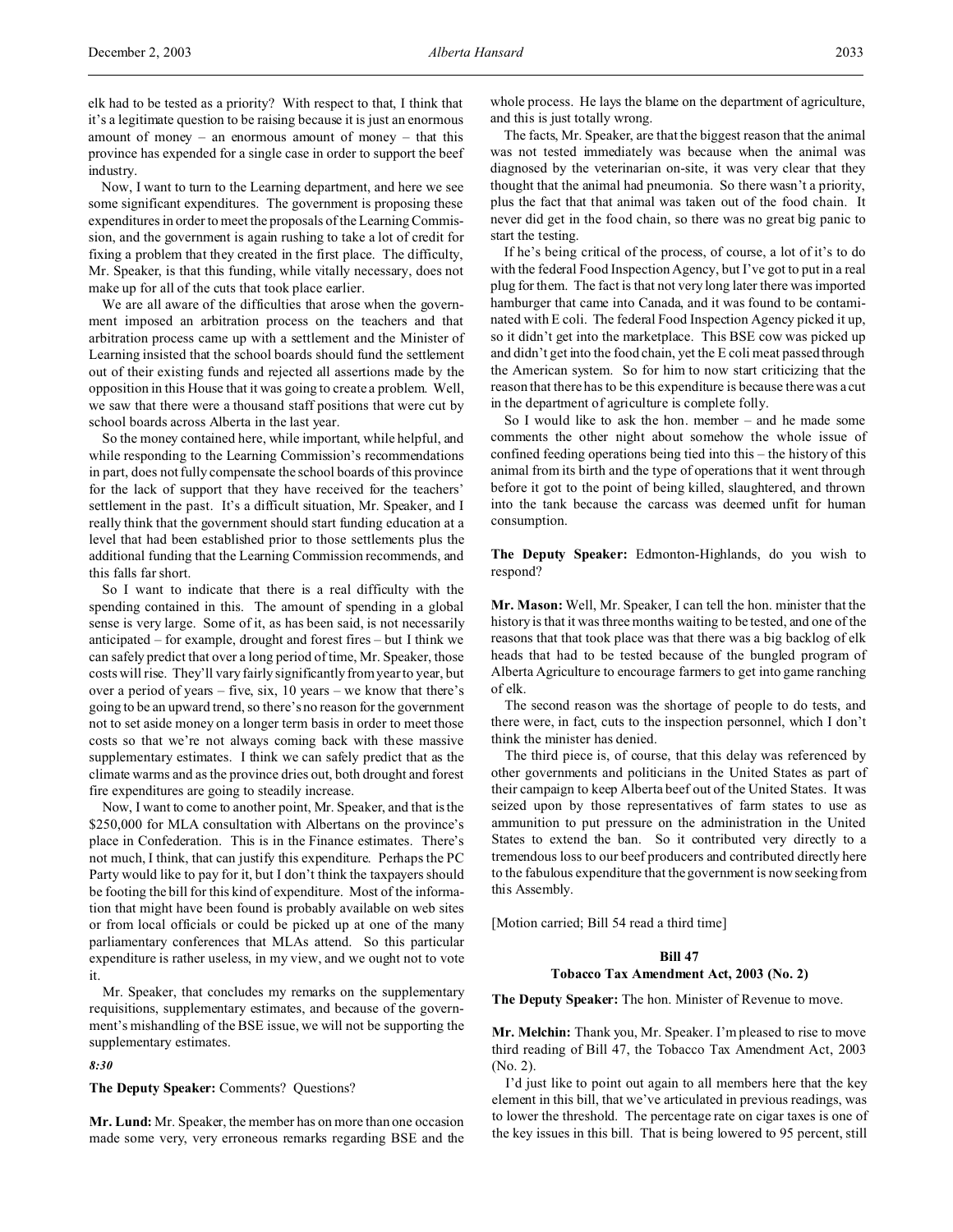elk had to be tested as a priority? With respect to that, I think that it's a legitimate question to be raising because it is just an enormous amount of money – an enormous amount of money – that this province has expended for a single case in order to support the beef industry.

Now, I want to turn to the Learning department, and here we see some significant expenditures. The government is proposing these expenditures in order to meet the proposals of the Learning Commission, and the government is again rushing to take a lot of credit for fixing a problem that they created in the first place. The difficulty, Mr. Speaker, is that this funding, while vitally necessary, does not make up for all of the cuts that took place earlier.

We are all aware of the difficulties that arose when the government imposed an arbitration process on the teachers and that arbitration process came up with a settlement and the Minister of Learning insisted that the school boards should fund the settlement out of their existing funds and rejected all assertions made by the opposition in this House that it was going to create a problem. Well, we saw that there were a thousand staff positions that were cut by school boards across Alberta in the last year.

So the money contained here, while important, while helpful, and while responding to the Learning Commission's recommendations in part, does not fully compensate the school boards of this province for the lack of support that they have received for the teachers' settlement in the past. It's a difficult situation, Mr. Speaker, and I really think that the government should start funding education at a level that had been established prior to those settlements plus the additional funding that the Learning Commission recommends, and this falls far short.

So I want to indicate that there is a real difficulty with the spending contained in this. The amount of spending in a global sense is very large. Some of it, as has been said, is not necessarily anticipated – for example, drought and forest fires – but I think we can safely predict that over a long period of time, Mr. Speaker, those costs will rise. They'll vary fairly significantly from year to year, but over a period of years – five, six, 10 years – we know that there's going to be an upward trend, so there's no reason for the government not to set aside money on a longer term basis in order to meet those costs so that we're not always coming back with these massive supplementary estimates. I think we can safely predict that as the climate warms and as the province dries out, both drought and forest fire expenditures are going to steadily increase.

Now, I want to come to another point, Mr. Speaker, and that is the $250,000 for MLA consultation with Albertans on the province's place in Confederation. This is in the Finance estimates. There's not much, I think, that can justify this expenditure. Perhaps the PC Party would like to pay for it, but I don't think the taxpayers should be footing the bill for this kind of expenditure. Most of the information that might have been found is probably available on web sites or from local officials or could be picked up at one of the many parliamentary conferences that MLAs attend. So this particular expenditure is rather useless, in my view, and we ought not to vote it.

Mr. Speaker, that concludes my remarks on the supplementary requisitions, supplementary estimates, and because of the government's mishandling of the BSE issue, we will not be supporting the supplementary estimates.

*8:30*

**The Deputy Speaker:** Comments? Questions?

**Mr. Lund:** Mr. Speaker, the member has on more than one occasion made some very, very erroneous remarks regarding BSE and the whole process. He lays the blame on the department of agriculture, and this is just totally wrong.

The facts, Mr. Speaker, are that the biggest reason that the animal was not tested immediately was because when the animal was diagnosed by the veterinarian on-site, it was very clear that they thought that the animal had pneumonia. So there wasn't a priority, plus the fact that that animal was taken out of the food chain. It never did get in the food chain, so there was no great big panic to start the testing.

If he's being critical of the process, of course, a lot of it's to do with the federal Food Inspection Agency, but I've got to put in a real plug for them. The fact is that not very long later there was imported hamburger that came into Canada, and it was found to be contaminated with E coli. The federal Food Inspection Agency picked it up, so it didn't get into the marketplace. This BSE cow was picked up and didn't get into the food chain, yet the E coli meat passed through the American system. So for him to now start criticizing that the reason that there has to be this expenditure is because there was a cut in the department of agriculture is complete folly.

So I would like to ask the hon. member – and he made some comments the other night about somehow the whole issue of confined feeding operations being tied into this – the history of this animal from its birth and the type of operations that it went through before it got to the point of being killed, slaughtered, and thrown into the tank because the carcass was deemed unfit for human consumption.

**The Deputy Speaker:** Edmonton-Highlands, do you wish to respond?

**Mr. Mason:** Well, Mr. Speaker, I can tell the hon. minister that the history is that it was three months waiting to be tested, and one of the reasons that that took place was that there was a big backlog of elk heads that had to be tested because of the bungled program of Alberta Agriculture to encourage farmers to get into game ranching of elk.

The second reason was the shortage of people to do tests, and there were, in fact, cuts to the inspection personnel, which I don't think the minister has denied.

The third piece is, of course, that this delay was referenced by other governments and politicians in the United States as part of their campaign to keep Alberta beef out of the United States. It was seized upon by those representatives of farm states to use as ammunition to put pressure on the administration in the United States to extend the ban. So it contributed very directly to a tremendous loss to our beef producers and contributed directly here to the fabulous expenditure that the government is now seeking from this Assembly.

[Motion carried; Bill 54 read a third time]

## Bill 47
## Tobacco Tax Amendment Act, 2003 (No. 2)

**The Deputy Speaker:** The hon. Minister of Revenue to move.

**Mr. Melchin:** Thank you, Mr. Speaker. I'm pleased to rise to move third reading of Bill 47, the Tobacco Tax Amendment Act, 2003 (No. 2).

I'd just like to point out again to all members here that the key element in this bill, that we've articulated in previous readings, was to lower the threshold. The percentage rate on cigar taxes is one of the key issues in this bill. That is being lowered to 95 percent, still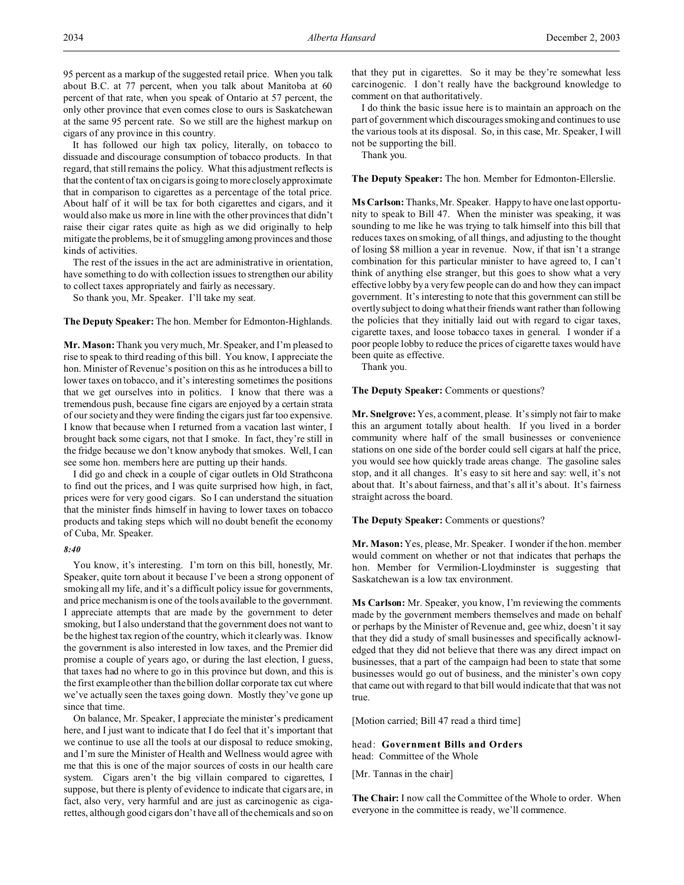95 percent as a markup of the suggested retail price. When you talk about B.C. at 77 percent, when you talk about Manitoba at 60 percent of that rate, when you speak of Ontario at 57 percent, the only other province that even comes close to ours is Saskatchewan at the same 95 percent rate. So we still are the highest markup on cigars of any province in this country.

It has followed our high tax policy, literally, on tobacco to dissuade and discourage consumption of tobacco products. In that regard, that still remains the policy. What this adjustment reflects is that the content of tax on cigars is going to more closely approximate that in comparison to cigarettes as a percentage of the total price. About half of it will be tax for both cigarettes and cigars, and it would also make us more in line with the other provinces that didn't raise their cigar rates quite as high as we did originally to help mitigate the problems, be it of smuggling among provinces and those kinds of activities.

The rest of the issues in the act are administrative in orientation, have something to do with collection issues to strengthen our ability to collect taxes appropriately and fairly as necessary.

So thank you, Mr. Speaker. I'll take my seat.

**The Deputy Speaker:** The hon. Member for Edmonton-Highlands.

**Mr. Mason:** Thank you very much, Mr. Speaker, and I'm pleased to rise to speak to third reading of this bill. You know, I appreciate the hon. Minister of Revenue's position on this as he introduces a bill to lower taxes on tobacco, and it's interesting sometimes the positions that we get ourselves into in politics. I know that there was a tremendous push, because fine cigars are enjoyed by a certain strata of our society and they were finding the cigars just far too expensive. I know that because when I returned from a vacation last winter, I brought back some cigars, not that I smoke. In fact, they're still in the fridge because we don't know anybody that smokes. Well, I can see some hon. members here are putting up their hands.

I did go and check in a couple of cigar outlets in Old Strathcona to find out the prices, and I was quite surprised how high, in fact, prices were for very good cigars. So I can understand the situation that the minister finds himself in having to lower taxes on tobacco products and taking steps which will no doubt benefit the economy of Cuba, Mr. Speaker.

*8:40*

You know, it's interesting. I'm torn on this bill, honestly, Mr. Speaker, quite torn about it because I've been a strong opponent of smoking all my life, and it's a difficult policy issue for governments, and price mechanism is one of the tools available to the government. I appreciate attempts that are made by the government to deter smoking, but I also understand that the government does not want to be the highest tax region of the country, which it clearly was. I know the government is also interested in low taxes, and the Premier did promise a couple of years ago, or during the last election, I guess, that taxes had no where to go in this province but down, and this is the first example other than the billion dollar corporate tax cut where we've actually seen the taxes going down. Mostly they've gone up since that time.

On balance, Mr. Speaker, I appreciate the minister's predicament here, and I just want to indicate that I do feel that it's important that we continue to use all the tools at our disposal to reduce smoking, and I'm sure the Minister of Health and Wellness would agree with me that this is one of the major sources of costs in our health care system. Cigars aren't the big villain compared to cigarettes, I suppose, but there is plenty of evidence to indicate that cigars are, in fact, also very, very harmful and are just as carcinogenic as cigarettes, although good cigars don't have all of the chemicals and so on that they put in cigarettes. So it may be they're somewhat less carcinogenic. I don't really have the background knowledge to comment on that authoritatively.

I do think the basic issue here is to maintain an approach on the part of government which discourages smoking and continues to use the various tools at its disposal. So, in this case, Mr. Speaker, I will not be supporting the bill.

Thank you.

**The Deputy Speaker:** The hon. Member for Edmonton-Ellerslie.

**Ms Carlson:** Thanks, Mr. Speaker. Happy to have one last opportunity to speak to Bill 47. When the minister was speaking, it was sounding to me like he was trying to talk himself into this bill that reduces taxes on smoking, of all things, and adjusting to the thought of losing $8 million a year in revenue. Now, if that isn't a strange combination for this particular minister to have agreed to, I can't think of anything else stranger, but this goes to show what a very effective lobby by a very few people can do and how they can impact government. It's interesting to note that this government can still be overtly subject to doing what their friends want rather than following the policies that they initially laid out with regard to cigar taxes, cigarette taxes, and loose tobacco taxes in general. I wonder if a poor people lobby to reduce the prices of cigarette taxes would have been quite as effective.

Thank you.

**The Deputy Speaker:** Comments or questions?

**Mr. Snelgrove:** Yes, a comment, please. It's simply not fair to make this an argument totally about health. If you lived in a border community where half of the small businesses or convenience stations on one side of the border could sell cigars at half the price, you would see how quickly trade areas change. The gasoline sales stop, and it all changes. It's easy to sit here and say: well, it's not about that. It's about fairness, and that's all it's about. It's fairness straight across the board.

**The Deputy Speaker:** Comments or questions?

**Mr. Mason:** Yes, please, Mr. Speaker. I wonder if the hon. member would comment on whether or not that indicates that perhaps the hon. Member for Vermilion-Lloydminster is suggesting that Saskatchewan is a low tax environment.

**Ms Carlson:** Mr. Speaker, you know, I'm reviewing the comments made by the government members themselves and made on behalf or perhaps by the Minister of Revenue and, gee whiz, doesn't it say that they did a study of small businesses and specifically acknowledged that they did not believe that there was any direct impact on businesses, that a part of the campaign had been to state that some businesses would go out of business, and the minister's own copy that came out with regard to that bill would indicate that that was not true.

[Motion carried; Bill 47 read a third time]

head: **Government Bills and Orders**
head: Committee of the Whole

[Mr. Tannas in the chair]

**The Chair:** I now call the Committee of the Whole to order. When everyone in the committee is ready, we'll commence.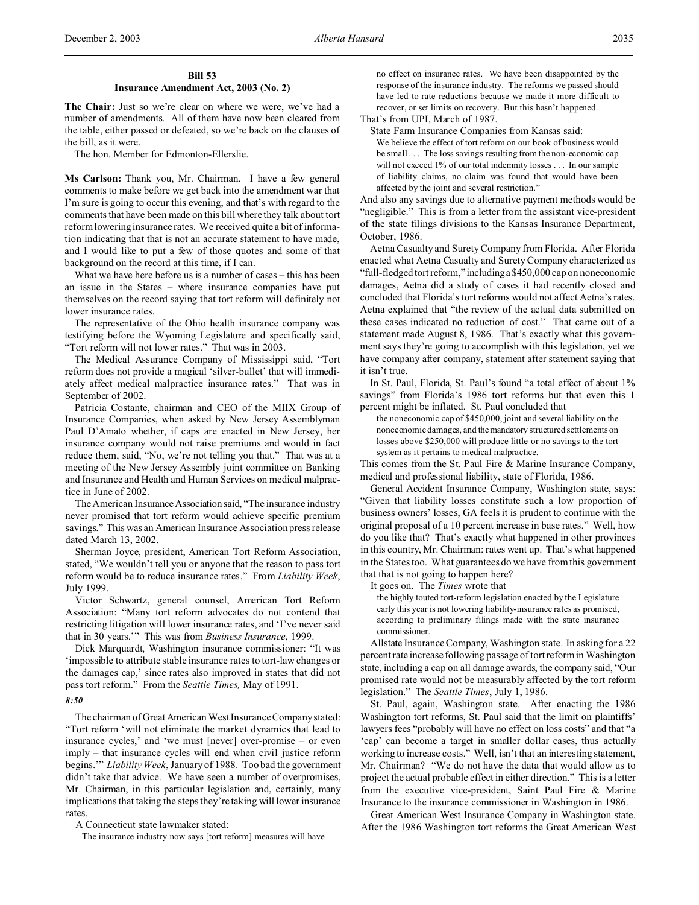## Bill 53
## Insurance Amendment Act, 2003 (No. 2)

**The Chair:** Just so we're clear on where we were, we've had a number of amendments. All of them have now been cleared from the table, either passed or defeated, so we're back on the clauses of the bill, as it were.

The hon. Member for Edmonton-Ellerslie.

**Ms Carlson:** Thank you, Mr. Chairman. I have a few general comments to make before we get back into the amendment war that I'm sure is going to occur this evening, and that's with regard to the comments that have been made on this bill where they talk about tort reform lowering insurance rates. We received quite a bit of information indicating that that is not an accurate statement to have made, and I would like to put a few of those quotes and some of that background on the record at this time, if I can.

What we have here before us is a number of cases – this has been an issue in the States – where insurance companies have put themselves on the record saying that tort reform will definitely not lower insurance rates.

The representative of the Ohio health insurance company was testifying before the Wyoming Legislature and specifically said, "Tort reform will not lower rates." That was in 2003.

The Medical Assurance Company of Mississippi said, "Tort reform does not provide a magical 'silver-bullet' that will immediately affect medical malpractice insurance rates." That was in September of 2002.

Patricia Costante, chairman and CEO of the MIIX Group of Insurance Companies, when asked by New Jersey Assemblyman Paul D'Amato whether, if caps are enacted in New Jersey, her insurance company would not raise premiums and would in fact reduce them, said, "No, we're not telling you that." That was at a meeting of the New Jersey Assembly joint committee on Banking and Insurance and Health and Human Services on medical malpractice in June of 2002.

The American Insurance Association said, "The insurance industry never promised that tort reform would achieve specific premium savings." This was an American Insurance Association press release dated March 13, 2002.

Sherman Joyce, president, American Tort Reform Association, stated, "We wouldn't tell you or anyone that the reason to pass tort reform would be to reduce insurance rates." From *Liability Week*, July 1999.

Victor Schwartz, general counsel, American Tort Reform Association: "Many tort reform advocates do not contend that restricting litigation will lower insurance rates, and 'I've never said that in 30 years.'" This was from *Business Insurance*, 1999.

Dick Marquardt, Washington insurance commissioner: "It was 'impossible to attribute stable insurance rates to tort-law changes or the damages cap,' since rates also improved in states that did not pass tort reform." From the *Seattle Times,* May of 1991.

*8:50*

The chairman of Great American West Insurance Company stated: "Tort reform 'will not eliminate the market dynamics that lead to insurance cycles,' and 'we must [never] over-promise – or even imply – that insurance cycles will end when civil justice reform begins.'" *Liability Week*, January of 1988. Too bad the government didn't take that advice. We have seen a number of overpromises, Mr. Chairman, in this particular legislation and, certainly, many implications that taking the steps they're taking will lower insurance rates.

A Connecticut state lawmaker stated:

> The insurance industry now says [tort reform] measures will have no effect on insurance rates. We have been disappointed by the response of the insurance industry. The reforms we passed should have led to rate reductions because we made it more difficult to recover, or set limits on recovery. But this hasn't happened.

That's from UPI, March of 1987.

State Farm Insurance Companies from Kansas said:

> We believe the effect of tort reform on our book of business would be small . . . The loss savings resulting from the non-economic cap will not exceed 1% of our total indemnity losses . . . In our sample of liability claims, no claim was found that would have been affected by the joint and several restriction."

And also any savings due to alternative payment methods would be "negligible." This is from a letter from the assistant vice-president of the state filings divisions to the Kansas Insurance Department, October, 1986.

Aetna Casualty and Surety Company from Florida. After Florida enacted what Aetna Casualty and Surety Company characterized as "full-fledged tort reform," including a $450,000 cap on noneconomic damages, Aetna did a study of cases it had recently closed and concluded that Florida's tort reforms would not affect Aetna's rates. Aetna explained that "the review of the actual data submitted on these cases indicated no reduction of cost." That came out of a statement made August 8, 1986. That's exactly what this government says they're going to accomplish with this legislation, yet we have company after company, statement after statement saying that it isn't true.

In St. Paul, Florida, St. Paul's found "a total effect of about 1% savings" from Florida's 1986 tort reforms but that even this 1 percent might be inflated. St. Paul concluded that

> the noneconomic cap of $450,000, joint and several liability on the noneconomic damages, and the mandatory structured settlements on losses above $250,000 will produce little or no savings to the tort system as it pertains to medical malpractice.

This comes from the St. Paul Fire & Marine Insurance Company, medical and professional liability, state of Florida, 1986.

General Accident Insurance Company, Washington state, says: "Given that liability losses constitute such a low proportion of business owners' losses, GA feels it is prudent to continue with the original proposal of a 10 percent increase in base rates." Well, how do you like that? That's exactly what happened in other provinces in this country, Mr. Chairman: rates went up. That's what happened in the States too. What guarantees do we have from this government that that is not going to happen here?

It goes on. The *Times* wrote that

> the highly touted tort-reform legislation enacted by the Legislature early this year is not lowering liability-insurance rates as promised, according to preliminary filings made with the state insurance commissioner.

Allstate Insurance Company, Washington state. In asking for a 22 percent rate increase following passage of tort reform in Washington state, including a cap on all damage awards, the company said, "Our promised rate would not be measurably affected by the tort reform legislation." The *Seattle Times*, July 1, 1986.

St. Paul, again, Washington state. After enacting the 1986 Washington tort reforms, St. Paul said that the limit on plaintiffs' lawyers fees "probably will have no effect on loss costs" and that "a 'cap' can become a target in smaller dollar cases, thus actually working to increase costs." Well, isn't that an interesting statement, Mr. Chairman? "We do not have the data that would allow us to project the actual probable effect in either direction." This is a letter from the executive vice-president, Saint Paul Fire & Marine Insurance to the insurance commissioner in Washington in 1986.

Great American West Insurance Company in Washington state. After the 1986 Washington tort reforms the Great American West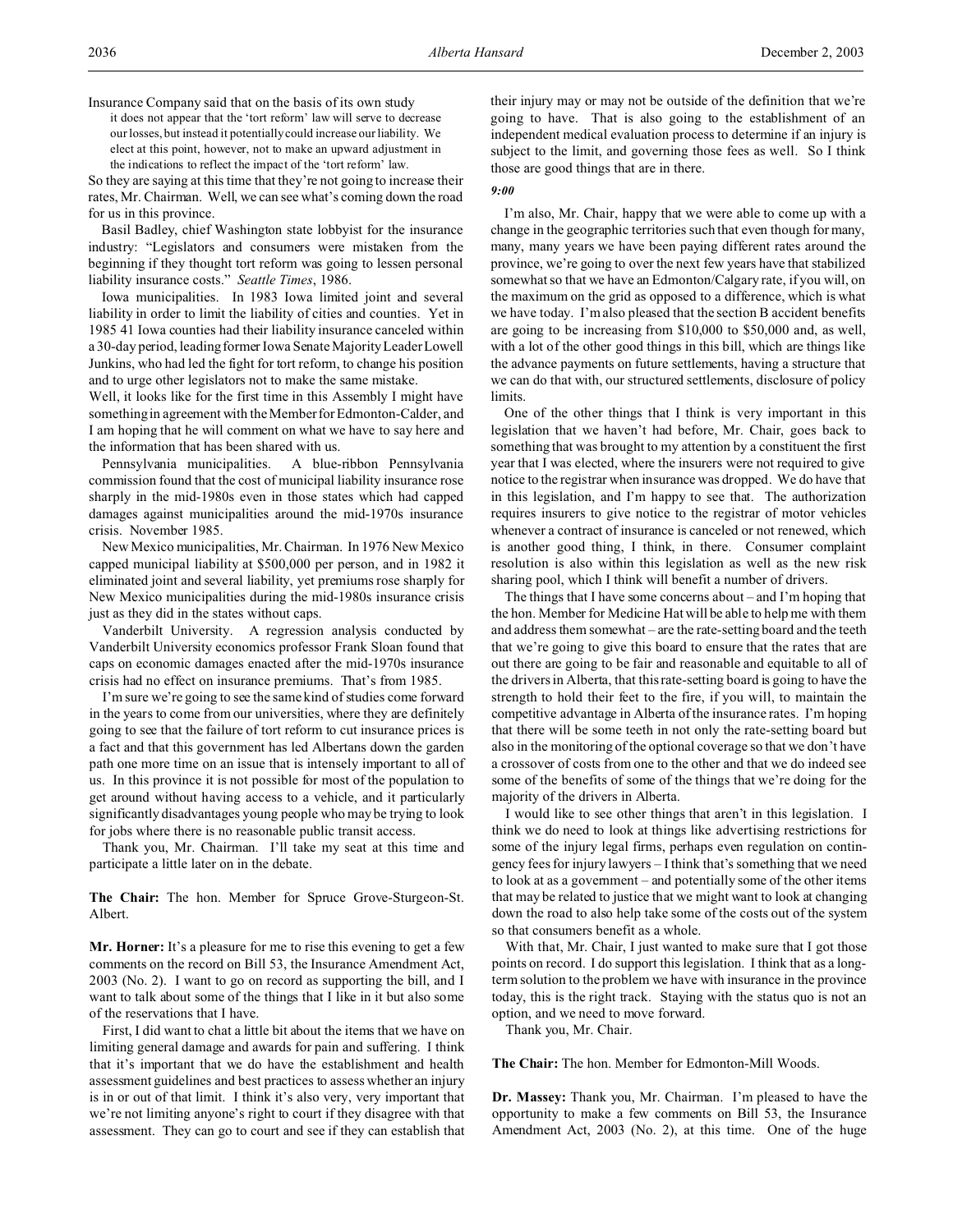Insurance Company said that on the basis of its own study

> it does not appear that the 'tort reform' law will serve to decrease our losses, but instead it potentially could increase our liability. We elect at this point, however, not to make an upward adjustment in the indications to reflect the impact of the 'tort reform' law.

So they are saying at this time that they're not going to increase their rates, Mr. Chairman. Well, we can see what's coming down the road for us in this province.

Basil Badley, chief Washington state lobbyist for the insurance industry: "Legislators and consumers were mistaken from the beginning if they thought tort reform was going to lessen personal liability insurance costs." *Seattle Times*, 1986.

Iowa municipalities. In 1983 Iowa limited joint and several liability in order to limit the liability of cities and counties. Yet in 1985 41 Iowa counties had their liability insurance canceled within a 30-day period, leading former Iowa Senate Majority Leader Lowell Junkins, who had led the fight for tort reform, to change his position and to urge other legislators not to make the same mistake.

Well, it looks like for the first time in this Assembly I might have something in agreement with the Member for Edmonton-Calder, and I am hoping that he will comment on what we have to say here and the information that has been shared with us.

Pennsylvania municipalities. A blue-ribbon Pennsylvania commission found that the cost of municipal liability insurance rose sharply in the mid-1980s even in those states which had capped damages against municipalities around the mid-1970s insurance crisis. November 1985.

New Mexico municipalities, Mr. Chairman. In 1976 New Mexico capped municipal liability at $500,000 per person, and in 1982 it eliminated joint and several liability, yet premiums rose sharply for New Mexico municipalities during the mid-1980s insurance crisis just as they did in the states without caps.

Vanderbilt University. A regression analysis conducted by Vanderbilt University economics professor Frank Sloan found that caps on economic damages enacted after the mid-1970s insurance crisis had no effect on insurance premiums. That's from 1985.

I'm sure we're going to see the same kind of studies come forward in the years to come from our universities, where they are definitely going to see that the failure of tort reform to cut insurance prices is a fact and that this government has led Albertans down the garden path one more time on an issue that is intensely important to all of us. In this province it is not possible for most of the population to get around without having access to a vehicle, and it particularly significantly disadvantages young people who may be trying to look for jobs where there is no reasonable public transit access.

Thank you, Mr. Chairman. I'll take my seat at this time and participate a little later on in the debate.

**The Chair:** The hon. Member for Spruce Grove-Sturgeon-St. Albert.

**Mr. Horner:** It's a pleasure for me to rise this evening to get a few comments on the record on Bill 53, the Insurance Amendment Act, 2003 (No. 2). I want to go on record as supporting the bill, and I want to talk about some of the things that I like in it but also some of the reservations that I have.

First, I did want to chat a little bit about the items that we have on limiting general damage and awards for pain and suffering. I think that it's important that we do have the establishment and health assessment guidelines and best practices to assess whether an injury is in or out of that limit. I think it's also very, very important that we're not limiting anyone's right to court if they disagree with that assessment. They can go to court and see if they can establish that their injury may or may not be outside of the definition that we're going to have. That is also going to the establishment of an independent medical evaluation process to determine if an injury is subject to the limit, and governing those fees as well. So I think those are good things that are in there.

*9:00*

I'm also, Mr. Chair, happy that we were able to come up with a change in the geographic territories such that even though for many, many, many years we have been paying different rates around the province, we're going to over the next few years have that stabilized somewhat so that we have an Edmonton/Calgary rate, if you will, on the maximum on the grid as opposed to a difference, which is what we have today. I'm also pleased that the section B accident benefits are going to be increasing from $10,000 to $50,000 and, as well, with a lot of the other good things in this bill, which are things like the advance payments on future settlements, having a structure that we can do that with, our structured settlements, disclosure of policy limits.

One of the other things that I think is very important in this legislation that we haven't had before, Mr. Chair, goes back to something that was brought to my attention by a constituent the first year that I was elected, where the insurers were not required to give notice to the registrar when insurance was dropped. We do have that in this legislation, and I'm happy to see that. The authorization requires insurers to give notice to the registrar of motor vehicles whenever a contract of insurance is canceled or not renewed, which is another good thing, I think, in there. Consumer complaint resolution is also within this legislation as well as the new risk sharing pool, which I think will benefit a number of drivers.

The things that I have some concerns about – and I'm hoping that the hon. Member for Medicine Hat will be able to help me with them and address them somewhat – are the rate-setting board and the teeth that we're going to give this board to ensure that the rates that are out there are going to be fair and reasonable and equitable to all of the drivers in Alberta, that this rate-setting board is going to have the strength to hold their feet to the fire, if you will, to maintain the competitive advantage in Alberta of the insurance rates. I'm hoping that there will be some teeth in not only the rate-setting board but also in the monitoring of the optional coverage so that we don't have a crossover of costs from one to the other and that we do indeed see some of the benefits of some of the things that we're doing for the majority of the drivers in Alberta.

I would like to see other things that aren't in this legislation. I think we do need to look at things like advertising restrictions for some of the injury legal firms, perhaps even regulation on contingency fees for injury lawyers – I think that's something that we need to look at as a government – and potentially some of the other items that may be related to justice that we might want to look at changing down the road to also help take some of the costs out of the system so that consumers benefit as a whole.

With that, Mr. Chair, I just wanted to make sure that I got those points on record. I do support this legislation. I think that as a long-term solution to the problem we have with insurance in the province today, this is the right track. Staying with the status quo is not an option, and we need to move forward.

Thank you, Mr. Chair.

**The Chair:** The hon. Member for Edmonton-Mill Woods.

**Dr. Massey:** Thank you, Mr. Chairman. I'm pleased to have the opportunity to make a few comments on Bill 53, the Insurance Amendment Act, 2003 (No. 2), at this time. One of the huge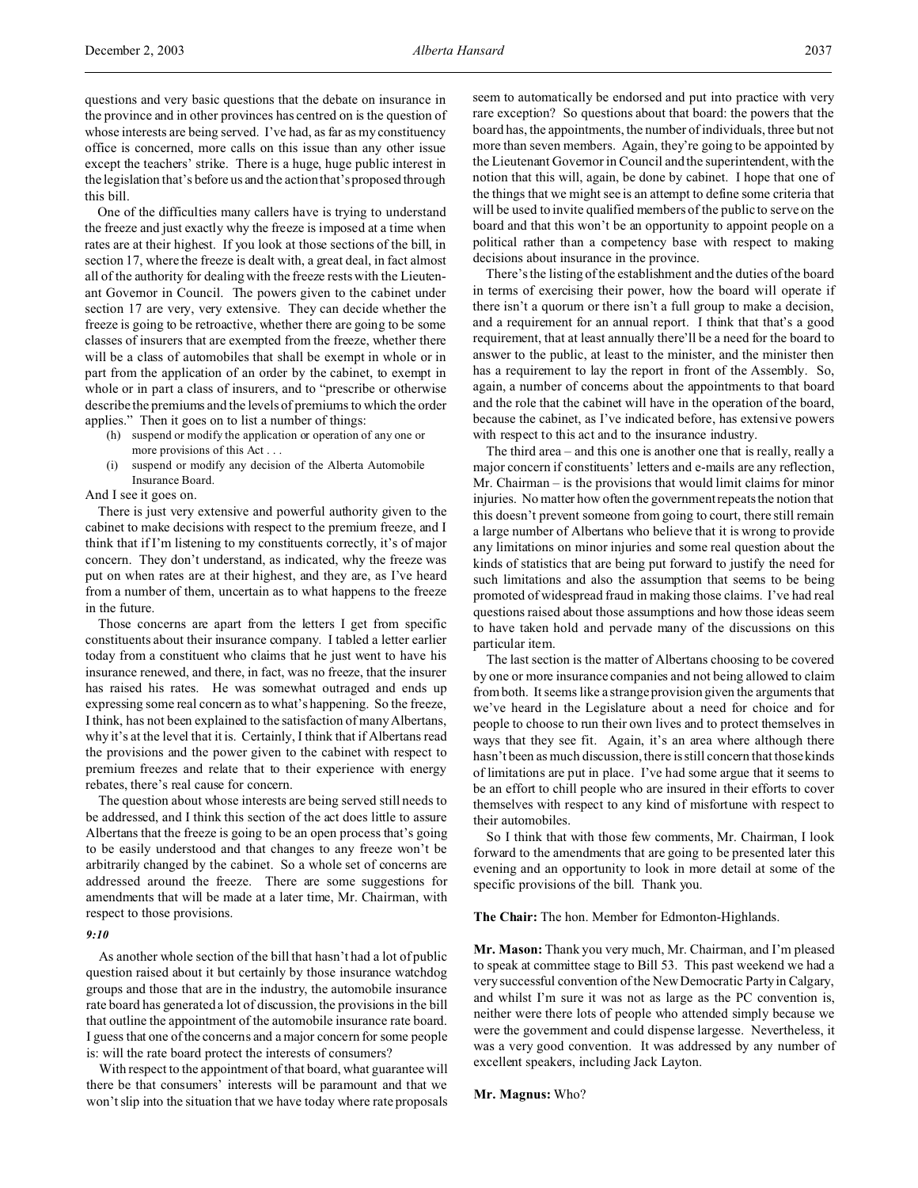questions and very basic questions that the debate on insurance in the province and in other provinces has centred on is the question of whose interests are being served. I've had, as far as my constituency office is concerned, more calls on this issue than any other issue except the teachers' strike. There is a huge, huge public interest in the legislation that's before us and the action that's proposed through this bill.

One of the difficulties many callers have is trying to understand the freeze and just exactly why the freeze is imposed at a time when rates are at their highest. If you look at those sections of the bill, in section 17, where the freeze is dealt with, a great deal, in fact almost all of the authority for dealing with the freeze rests with the Lieutenant Governor in Council. The powers given to the cabinet under section 17 are very, very extensive. They can decide whether the freeze is going to be retroactive, whether there are going to be some classes of insurers that are exempted from the freeze, whether there will be a class of automobiles that shall be exempt in whole or in part from the application of an order by the cabinet, to exempt in whole or in part a class of insurers, and to "prescribe or otherwise describe the premiums and the levels of premiums to which the order applies." Then it goes on to list a number of things:

> (h) suspend or modify the application or operation of any one or more provisions of this Act . . .
>
> (i) suspend or modify any decision of the Alberta Automobile Insurance Board.

And I see it goes on.

There is just very extensive and powerful authority given to the cabinet to make decisions with respect to the premium freeze, and I think that if I'm listening to my constituents correctly, it's of major concern. They don't understand, as indicated, why the freeze was put on when rates are at their highest, and they are, as I've heard from a number of them, uncertain as to what happens to the freeze in the future.

Those concerns are apart from the letters I get from specific constituents about their insurance company. I tabled a letter earlier today from a constituent who claims that he just went to have his insurance renewed, and there, in fact, was no freeze, that the insurer has raised his rates. He was somewhat outraged and ends up expressing some real concern as to what's happening. So the freeze, I think, has not been explained to the satisfaction of many Albertans, why it's at the level that it is. Certainly, I think that if Albertans read the provisions and the power given to the cabinet with respect to premium freezes and relate that to their experience with energy rebates, there's real cause for concern.

The question about whose interests are being served still needs to be addressed, and I think this section of the act does little to assure Albertans that the freeze is going to be an open process that's going to be easily understood and that changes to any freeze won't be arbitrarily changed by the cabinet. So a whole set of concerns are addressed around the freeze. There are some suggestions for amendments that will be made at a later time, Mr. Chairman, with respect to those provisions.

*9:10*

As another whole section of the bill that hasn't had a lot of public question raised about it but certainly by those insurance watchdog groups and those that are in the industry, the automobile insurance rate board has generated a lot of discussion, the provisions in the bill that outline the appointment of the automobile insurance rate board. I guess that one of the concerns and a major concern for some people is: will the rate board protect the interests of consumers?

With respect to the appointment of that board, what guarantee will there be that consumers' interests will be paramount and that we won't slip into the situation that we have today where rate proposals seem to automatically be endorsed and put into practice with very rare exception? So questions about that board: the powers that the board has, the appointments, the number of individuals, three but not more than seven members. Again, they're going to be appointed by the Lieutenant Governor in Council and the superintendent, with the notion that this will, again, be done by cabinet. I hope that one of the things that we might see is an attempt to define some criteria that will be used to invite qualified members of the public to serve on the board and that this won't be an opportunity to appoint people on a political rather than a competency base with respect to making decisions about insurance in the province.

There's the listing of the establishment and the duties of the board in terms of exercising their power, how the board will operate if there isn't a quorum or there isn't a full group to make a decision, and a requirement for an annual report. I think that that's a good requirement, that at least annually there'll be a need for the board to answer to the public, at least to the minister, and the minister then has a requirement to lay the report in front of the Assembly. So, again, a number of concerns about the appointments to that board and the role that the cabinet will have in the operation of the board, because the cabinet, as I've indicated before, has extensive powers with respect to this act and to the insurance industry.

The third area – and this one is another one that is really, really a major concern if constituents' letters and e-mails are any reflection, Mr. Chairman – is the provisions that would limit claims for minor injuries. No matter how often the government repeats the notion that this doesn't prevent someone from going to court, there still remain a large number of Albertans who believe that it is wrong to provide any limitations on minor injuries and some real question about the kinds of statistics that are being put forward to justify the need for such limitations and also the assumption that seems to be being promoted of widespread fraud in making those claims. I've had real questions raised about those assumptions and how those ideas seem to have taken hold and pervade many of the discussions on this particular item.

The last section is the matter of Albertans choosing to be covered by one or more insurance companies and not being allowed to claim from both. It seems like a strange provision given the arguments that we've heard in the Legislature about a need for choice and for people to choose to run their own lives and to protect themselves in ways that they see fit. Again, it's an area where although there hasn't been as much discussion, there is still concern that those kinds of limitations are put in place. I've had some argue that it seems to be an effort to chill people who are insured in their efforts to cover themselves with respect to any kind of misfortune with respect to their automobiles.

So I think that with those few comments, Mr. Chairman, I look forward to the amendments that are going to be presented later this evening and an opportunity to look in more detail at some of the specific provisions of the bill. Thank you.

**The Chair:** The hon. Member for Edmonton-Highlands.

**Mr. Mason:** Thank you very much, Mr. Chairman, and I'm pleased to speak at committee stage to Bill 53. This past weekend we had a very successful convention of the New Democratic Party in Calgary, and whilst I'm sure it was not as large as the PC convention is, neither were there lots of people who attended simply because we were the government and could dispense largesse. Nevertheless, it was a very good convention. It was addressed by any number of excellent speakers, including Jack Layton.

**Mr. Magnus:** Who?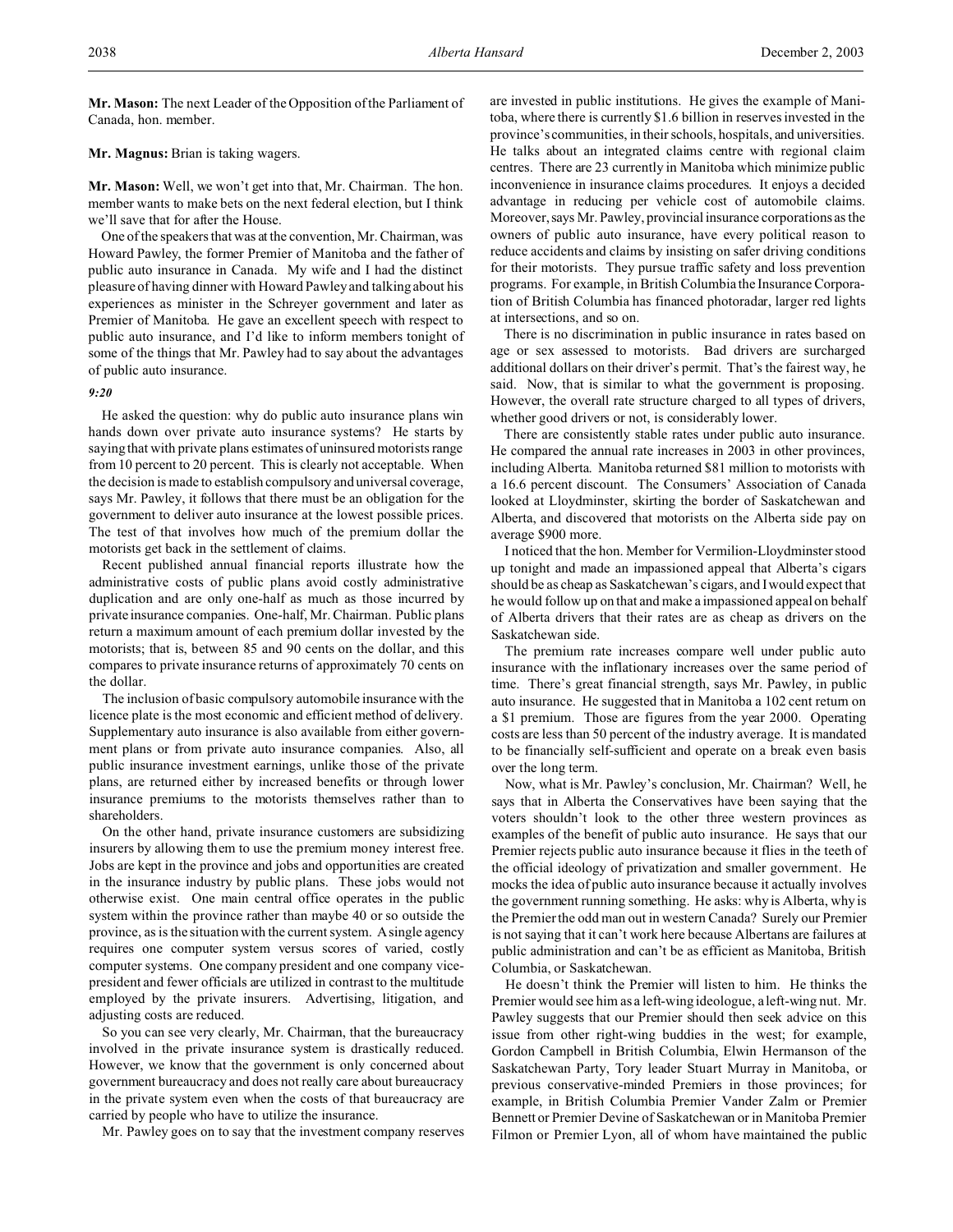**Mr. Mason:** The next Leader of the Opposition of the Parliament of Canada, hon. member.

**Mr. Magnus:** Brian is taking wagers.

**Mr. Mason:** Well, we won't get into that, Mr. Chairman. The hon. member wants to make bets on the next federal election, but I think we'll save that for after the House.

One of the speakers that was at the convention, Mr. Chairman, was Howard Pawley, the former Premier of Manitoba and the father of public auto insurance in Canada. My wife and I had the distinct pleasure of having dinner with Howard Pawley and talking about his experiences as minister in the Schreyer government and later as Premier of Manitoba. He gave an excellent speech with respect to public auto insurance, and I'd like to inform members tonight of some of the things that Mr. Pawley had to say about the advantages of public auto insurance.

*9:20*

He asked the question: why do public auto insurance plans win hands down over private auto insurance systems? He starts by saying that with private plans estimates of uninsured motorists range from 10 percent to 20 percent. This is clearly not acceptable. When the decision is made to establish compulsory and universal coverage, says Mr. Pawley, it follows that there must be an obligation for the government to deliver auto insurance at the lowest possible prices. The test of that involves how much of the premium dollar the motorists get back in the settlement of claims.

Recent published annual financial reports illustrate how the administrative costs of public plans avoid costly administrative duplication and are only one-half as much as those incurred by private insurance companies. One-half, Mr. Chairman. Public plans return a maximum amount of each premium dollar invested by the motorists; that is, between 85 and 90 cents on the dollar, and this compares to private insurance returns of approximately 70 cents on the dollar.

The inclusion of basic compulsory automobile insurance with the licence plate is the most economic and efficient method of delivery. Supplementary auto insurance is also available from either government plans or from private auto insurance companies. Also, all public insurance investment earnings, unlike those of the private plans, are returned either by increased benefits or through lower insurance premiums to the motorists themselves rather than to shareholders.

On the other hand, private insurance customers are subsidizing insurers by allowing them to use the premium money interest free. Jobs are kept in the province and jobs and opportunities are created in the insurance industry by public plans. These jobs would not otherwise exist. One main central office operates in the public system within the province rather than maybe 40 or so outside the province, as is the situation with the current system. A single agency requires one computer system versus scores of varied, costly computer systems. One company president and one company vice-president and fewer officials are utilized in contrast to the multitude employed by the private insurers. Advertising, litigation, and adjusting costs are reduced.

So you can see very clearly, Mr. Chairman, that the bureaucracy involved in the private insurance system is drastically reduced. However, we know that the government is only concerned about government bureaucracy and does not really care about bureaucracy in the private system even when the costs of that bureaucracy are carried by people who have to utilize the insurance.

Mr. Pawley goes on to say that the investment company reserves are invested in public institutions. He gives the example of Manitoba, where there is currently $1.6 billion in reserves invested in the province's communities, in their schools, hospitals, and universities. He talks about an integrated claims centre with regional claim centres. There are 23 currently in Manitoba which minimize public inconvenience in insurance claims procedures. It enjoys a decided advantage in reducing per vehicle cost of automobile claims. Moreover, says Mr. Pawley, provincial insurance corporations as the owners of public auto insurance, have every political reason to reduce accidents and claims by insisting on safer driving conditions for their motorists. They pursue traffic safety and loss prevention programs. For example, in British Columbia the Insurance Corporation of British Columbia has financed photoradar, larger red lights at intersections, and so on.

There is no discrimination in public insurance in rates based on age or sex assessed to motorists. Bad drivers are surcharged additional dollars on their driver's permit. That's the fairest way, he said. Now, that is similar to what the government is proposing. However, the overall rate structure charged to all types of drivers, whether good drivers or not, is considerably lower.

There are consistently stable rates under public auto insurance. He compared the annual rate increases in 2003 in other provinces, including Alberta. Manitoba returned $81 million to motorists with a 16.6 percent discount. The Consumers' Association of Canada looked at Lloydminster, skirting the border of Saskatchewan and Alberta, and discovered that motorists on the Alberta side pay on average $900 more.

I noticed that the hon. Member for Vermilion-Lloydminster stood up tonight and made an impassioned appeal that Alberta's cigars should be as cheap as Saskatchewan's cigars, and I would expect that he would follow up on that and make a impassioned appeal on behalf of Alberta drivers that their rates are as cheap as drivers on the Saskatchewan side.

The premium rate increases compare well under public auto insurance with the inflationary increases over the same period of time. There's great financial strength, says Mr. Pawley, in public auto insurance. He suggested that in Manitoba a 102 cent return on a $1 premium. Those are figures from the year 2000. Operating costs are less than 50 percent of the industry average. It is mandated to be financially self-sufficient and operate on a break even basis over the long term.

Now, what is Mr. Pawley's conclusion, Mr. Chairman? Well, he says that in Alberta the Conservatives have been saying that the voters shouldn't look to the other three western provinces as examples of the benefit of public auto insurance. He says that our Premier rejects public auto insurance because it flies in the teeth of the official ideology of privatization and smaller government. He mocks the idea of public auto insurance because it actually involves the government running something. He asks: why is Alberta, why is the Premier the odd man out in western Canada? Surely our Premier is not saying that it can't work here because Albertans are failures at public administration and can't be as efficient as Manitoba, British Columbia, or Saskatchewan.

He doesn't think the Premier will listen to him. He thinks the Premier would see him as a left-wing ideologue, a left-wing nut. Mr. Pawley suggests that our Premier should then seek advice on this issue from other right-wing buddies in the west; for example, Gordon Campbell in British Columbia, Elwin Hermanson of the Saskatchewan Party, Tory leader Stuart Murray in Manitoba, or previous conservative-minded Premiers in those provinces; for example, in British Columbia Premier Vander Zalm or Premier Bennett or Premier Devine of Saskatchewan or in Manitoba Premier Filmon or Premier Lyon, all of whom have maintained the public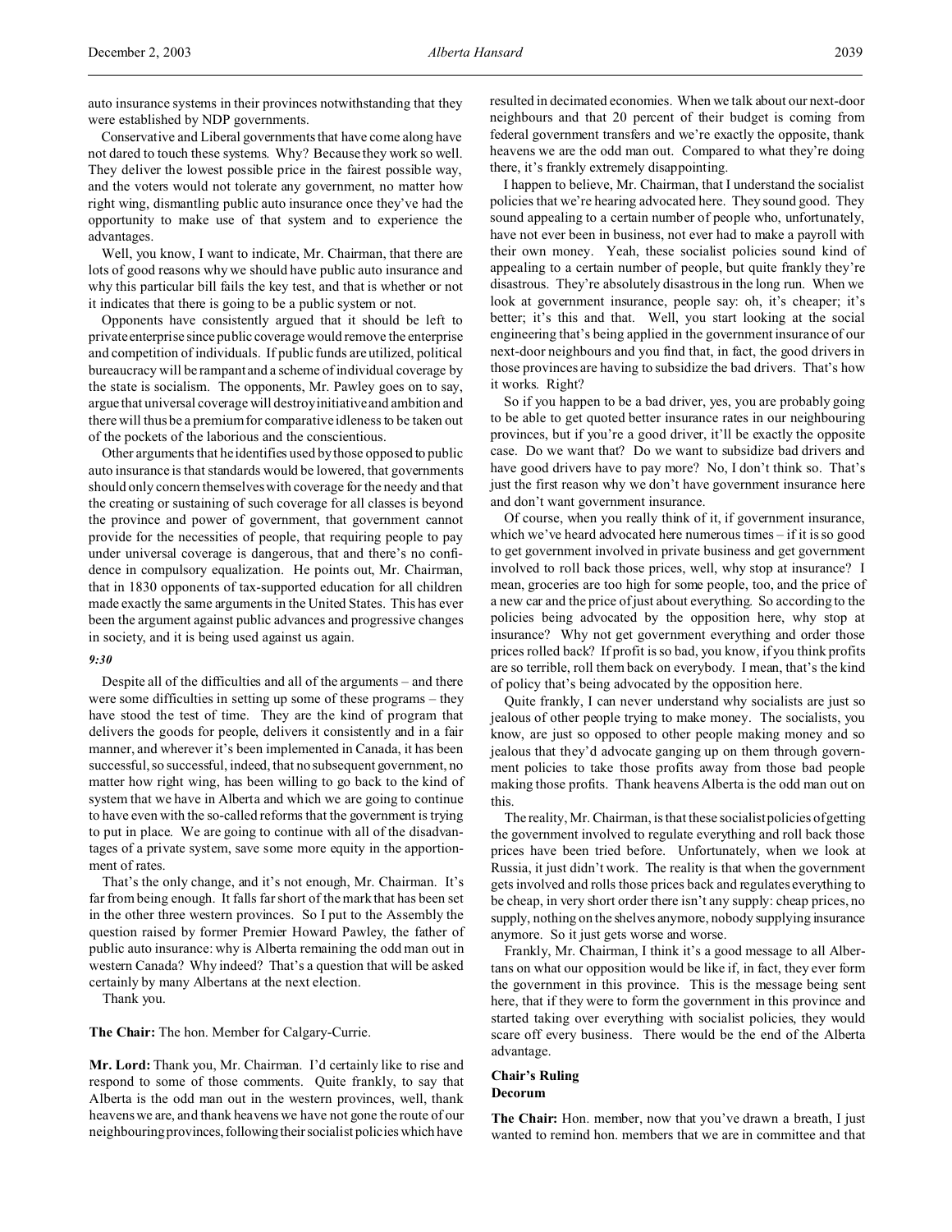auto insurance systems in their provinces notwithstanding that they were established by NDP governments.

Conservative and Liberal governments that have come along have not dared to touch these systems. Why? Because they work so well. They deliver the lowest possible price in the fairest possible way, and the voters would not tolerate any government, no matter how right wing, dismantling public auto insurance once they've had the opportunity to make use of that system and to experience the advantages.

Well, you know, I want to indicate, Mr. Chairman, that there are lots of good reasons why we should have public auto insurance and why this particular bill fails the key test, and that is whether or not it indicates that there is going to be a public system or not.

Opponents have consistently argued that it should be left to private enterprise since public coverage would remove the enterprise and competition of individuals. If public funds are utilized, political bureaucracy will be rampant and a scheme of individual coverage by the state is socialism. The opponents, Mr. Pawley goes on to say, argue that universal coverage will destroy initiative and ambition and there will thus be a premium for comparative idleness to be taken out of the pockets of the laborious and the conscientious.

Other arguments that he identifies used by those opposed to public auto insurance is that standards would be lowered, that governments should only concern themselves with coverage for the needy and that the creating or sustaining of such coverage for all classes is beyond the province and power of government, that government cannot provide for the necessities of people, that requiring people to pay under universal coverage is dangerous, that and there's no confidence in compulsory equalization. He points out, Mr. Chairman, that in 1830 opponents of tax-supported education for all children made exactly the same arguments in the United States. This has ever been the argument against public advances and progressive changes in society, and it is being used against us again.

*9:30*

Despite all of the difficulties and all of the arguments – and there were some difficulties in setting up some of these programs – they have stood the test of time. They are the kind of program that delivers the goods for people, delivers it consistently and in a fair manner, and wherever it's been implemented in Canada, it has been successful, so successful, indeed, that no subsequent government, no matter how right wing, has been willing to go back to the kind of system that we have in Alberta and which we are going to continue to have even with the so-called reforms that the government is trying to put in place. We are going to continue with all of the disadvantages of a private system, save some more equity in the apportionment of rates.

That's the only change, and it's not enough, Mr. Chairman. It's far from being enough. It falls far short of the mark that has been set in the other three western provinces. So I put to the Assembly the question raised by former Premier Howard Pawley, the father of public auto insurance: why is Alberta remaining the odd man out in western Canada? Why indeed? That's a question that will be asked certainly by many Albertans at the next election.

Thank you.

**The Chair:** The hon. Member for Calgary-Currie.

**Mr. Lord:** Thank you, Mr. Chairman. I'd certainly like to rise and respond to some of those comments. Quite frankly, to say that Alberta is the odd man out in the western provinces, well, thank heavens we are, and thank heavens we have not gone the route of our neighbouring provinces, following their socialist policies which have resulted in decimated economies. When we talk about our next-door neighbours and that 20 percent of their budget is coming from federal government transfers and we're exactly the opposite, thank heavens we are the odd man out. Compared to what they're doing there, it's frankly extremely disappointing.

I happen to believe, Mr. Chairman, that I understand the socialist policies that we're hearing advocated here. They sound good. They sound appealing to a certain number of people who, unfortunately, have not ever been in business, not ever had to make a payroll with their own money. Yeah, these socialist policies sound kind of appealing to a certain number of people, but quite frankly they're disastrous. They're absolutely disastrous in the long run. When we look at government insurance, people say: oh, it's cheaper; it's better; it's this and that. Well, you start looking at the social engineering that's being applied in the government insurance of our next-door neighbours and you find that, in fact, the good drivers in those provinces are having to subsidize the bad drivers. That's how it works. Right?

So if you happen to be a bad driver, yes, you are probably going to be able to get quoted better insurance rates in our neighbouring provinces, but if you're a good driver, it'll be exactly the opposite case. Do we want that? Do we want to subsidize bad drivers and have good drivers have to pay more? No, I don't think so. That's just the first reason why we don't have government insurance here and don't want government insurance.

Of course, when you really think of it, if government insurance, which we've heard advocated here numerous times – if it is so good to get government involved in private business and get government involved to roll back those prices, well, why stop at insurance? I mean, groceries are too high for some people, too, and the price of a new car and the price of just about everything. So according to the policies being advocated by the opposition here, why stop at insurance? Why not get government everything and order those prices rolled back? If profit is so bad, you know, if you think profits are so terrible, roll them back on everybody. I mean, that's the kind of policy that's being advocated by the opposition here.

Quite frankly, I can never understand why socialists are just so jealous of other people trying to make money. The socialists, you know, are just so opposed to other people making money and so jealous that they'd advocate ganging up on them through government policies to take those profits away from those bad people making those profits. Thank heavens Alberta is the odd man out on this.

The reality, Mr. Chairman, is that these socialist policies of getting the government involved to regulate everything and roll back those prices have been tried before. Unfortunately, when we look at Russia, it just didn't work. The reality is that when the government gets involved and rolls those prices back and regulates everything to be cheap, in very short order there isn't any supply: cheap prices, no supply, nothing on the shelves anymore, nobody supplying insurance anymore. So it just gets worse and worse.

Frankly, Mr. Chairman, I think it's a good message to all Albertans on what our opposition would be like if, in fact, they ever form the government in this province. This is the message being sent here, that if they were to form the government in this province and started taking over everything with socialist policies, they would scare off every business. There would be the end of the Alberta advantage.

**Chair's Ruling**
**Decorum**

**The Chair:** Hon. member, now that you've drawn a breath, I just wanted to remind hon. members that we are in committee and that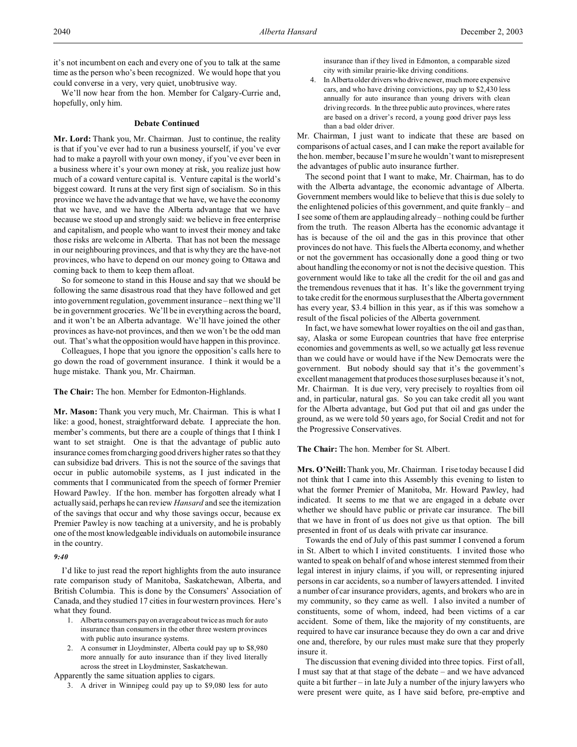it's not incumbent on each and every one of you to talk at the same time as the person who's been recognized. We would hope that you could converse in a very, very quiet, unobtrusive way.

We'll now hear from the hon. Member for Calgary-Currie and, hopefully, only him.

### Debate Continued

**Mr. Lord:** Thank you, Mr. Chairman. Just to continue, the reality is that if you've ever had to run a business yourself, if you've ever had to make a payroll with your own money, if you've ever been in a business where it's your own money at risk, you realize just how much of a coward venture capital is. Venture capital is the world's biggest coward. It runs at the very first sign of socialism. So in this province we have the advantage that we have, we have the economy that we have, and we have the Alberta advantage that we have because we stood up and strongly said: we believe in free enterprise and capitalism, and people who want to invest their money and take those risks are welcome in Alberta. That has not been the message in our neighbouring provinces, and that is why they are the have-not provinces, who have to depend on our money going to Ottawa and coming back to them to keep them afloat.

So for someone to stand in this House and say that we should be following the same disastrous road that they have followed and get into government regulation, government insurance – next thing we'll be in government groceries. We'll be in everything across the board, and it won't be an Alberta advantage. We'll have joined the other provinces as have-not provinces, and then we won't be the odd man out. That's what the opposition would have happen in this province.

Colleagues, I hope that you ignore the opposition's calls here to go down the road of government insurance. I think it would be a huge mistake. Thank you, Mr. Chairman.

**The Chair:** The hon. Member for Edmonton-Highlands.

**Mr. Mason:** Thank you very much, Mr. Chairman. This is what I like: a good, honest, straightforward debate. I appreciate the hon. member's comments, but there are a couple of things that I think I want to set straight. One is that the advantage of public auto insurance comes from charging good drivers higher rates so that they can subsidize bad drivers. This is not the source of the savings that occur in public automobile systems, as I just indicated in the comments that I communicated from the speech of former Premier Howard Pawley. If the hon. member has forgotten already what I actually said, perhaps he can review *Hansard* and see the itemization of the savings that occur and why those savings occur, because ex Premier Pawley is now teaching at a university, and he is probably one of the most knowledgeable individuals on automobile insurance in the country.

*9:40*

I'd like to just read the report highlights from the auto insurance rate comparison study of Manitoba, Saskatchewan, Alberta, and British Columbia. This is done by the Consumers' Association of Canada, and they studied 17 cities in four western provinces. Here's what they found.

1. Alberta consumers pay on average about twice as much for auto insurance than consumers in the other three western provinces with public auto insurance systems.
2. A consumer in Lloydminster, Alberta could pay up to $8,980 more annually for auto insurance than if they lived literally across the street in Lloydminster, Saskatchewan.

Apparently the same situation applies to cigars.

3. A driver in Winnipeg could pay up to $9,080 less for auto insurance than if they lived in Edmonton, a comparable sized city with similar prairie-like driving conditions.
4. In Alberta older drivers who drive newer, much more expensive cars, and who have driving convictions, pay up to $2,430 less annually for auto insurance than young drivers with clean driving records. In the three public auto provinces, where rates are based on a driver's record, a young good driver pays less than a bad older driver.

Mr. Chairman, I just want to indicate that these are based on comparisons of actual cases, and I can make the report available for the hon. member, because I'm sure he wouldn't want to misrepresent the advantages of public auto insurance further.

The second point that I want to make, Mr. Chairman, has to do with the Alberta advantage, the economic advantage of Alberta. Government members would like to believe that this is due solely to the enlightened policies of this government, and quite frankly – and I see some of them are applauding already – nothing could be further from the truth. The reason Alberta has the economic advantage it has is because of the oil and the gas in this province that other provinces do not have. This fuels the Alberta economy, and whether or not the government has occasionally done a good thing or two about handling the economy or not is not the decisive question. This government would like to take all the credit for the oil and gas and the tremendous revenues that it has. It's like the government trying to take credit for the enormous surpluses that the Alberta government has every year, $3.4 billion in this year, as if this was somehow a result of the fiscal policies of the Alberta government.

In fact, we have somewhat lower royalties on the oil and gas than, say, Alaska or some European countries that have free enterprise economies and governments as well, so we actually get less revenue than we could have or would have if the New Democrats were the government. But nobody should say that it's the government's excellent management that produces those surpluses because it's not, Mr. Chairman. It is due very, very precisely to royalties from oil and, in particular, natural gas. So you can take credit all you want for the Alberta advantage, but God put that oil and gas under the ground, as we were told 50 years ago, for Social Credit and not for the Progressive Conservatives.

**The Chair:** The hon. Member for St. Albert.

**Mrs. O'Neill:** Thank you, Mr. Chairman. I rise today because I did not think that I came into this Assembly this evening to listen to what the former Premier of Manitoba, Mr. Howard Pawley, had indicated. It seems to me that we are engaged in a debate over whether we should have public or private car insurance. The bill that we have in front of us does not give us that option. The bill presented in front of us deals with private car insurance.

Towards the end of July of this past summer I convened a forum in St. Albert to which I invited constituents. I invited those who wanted to speak on behalf of and whose interest stemmed from their legal interest in injury claims, if you will, or representing injured persons in car accidents, so a number of lawyers attended. I invited a number of car insurance providers, agents, and brokers who are in my community, so they came as well. I also invited a number of constituents, some of whom, indeed, had been victims of a car accident. Some of them, like the majority of my constituents, are required to have car insurance because they do own a car and drive one and, therefore, by our rules must make sure that they properly insure it.

The discussion that evening divided into three topics. First of all, I must say that at that stage of the debate – and we have advanced quite a bit further – in late July a number of the injury lawyers who were present were quite, as I have said before, pre-emptive and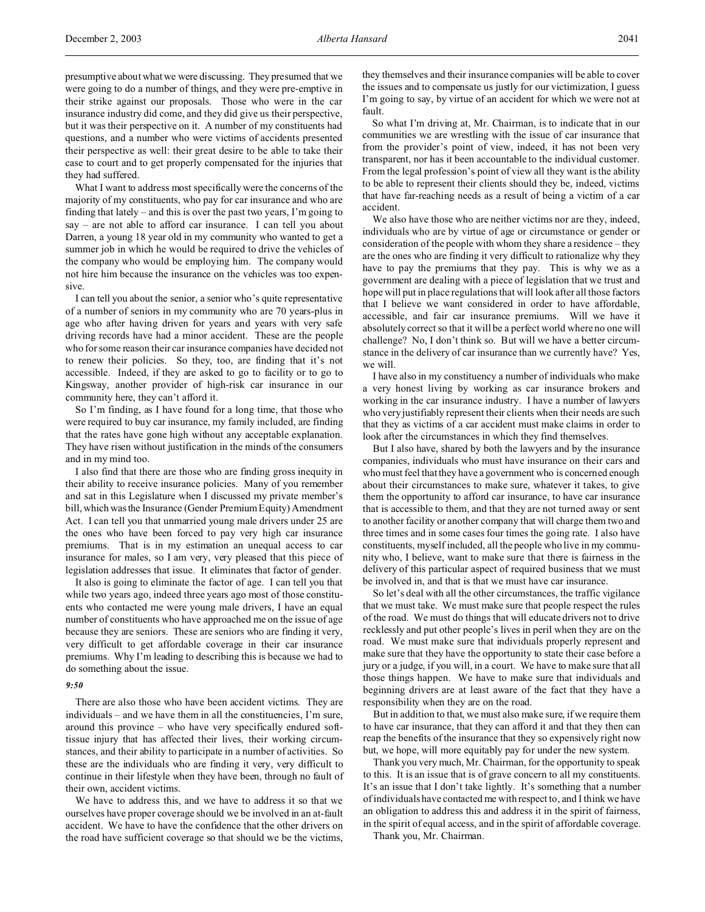presumptive about what we were discussing. They presumed that we were going to do a number of things, and they were pre-emptive in their strike against our proposals. Those who were in the car insurance industry did come, and they did give us their perspective, but it was their perspective on it. A number of my constituents had questions, and a number who were victims of accidents presented their perspective as well: their great desire to be able to take their case to court and to get properly compensated for the injuries that they had suffered.

What I want to address most specifically were the concerns of the majority of my constituents, who pay for car insurance and who are finding that lately – and this is over the past two years, I'm going to say – are not able to afford car insurance. I can tell you about Darren, a young 18 year old in my community who wanted to get a summer job in which he would be required to drive the vehicles of the company who would be employing him. The company would not hire him because the insurance on the vehicles was too expensive.

I can tell you about the senior, a senior who's quite representative of a number of seniors in my community who are 70 years-plus in age who after having driven for years and years with very safe driving records have had a minor accident. These are the people who for some reason their car insurance companies have decided not to renew their policies. So they, too, are finding that it's not accessible. Indeed, if they are asked to go to facility or to go to Kingsway, another provider of high-risk car insurance in our community here, they can't afford it.

So I'm finding, as I have found for a long time, that those who were required to buy car insurance, my family included, are finding that the rates have gone high without any acceptable explanation. They have risen without justification in the minds of the consumers and in my mind too.

I also find that there are those who are finding gross inequity in their ability to receive insurance policies. Many of you remember and sat in this Legislature when I discussed my private member's bill, which was the Insurance (Gender Premium Equity) Amendment Act. I can tell you that unmarried young male drivers under 25 are the ones who have been forced to pay very high car insurance premiums. That is in my estimation an unequal access to car insurance for males, so I am very, very pleased that this piece of legislation addresses that issue. It eliminates that factor of gender.

It also is going to eliminate the factor of age. I can tell you that while two years ago, indeed three years ago most of those constituents who contacted me were young male drivers, I have an equal number of constituents who have approached me on the issue of age because they are seniors. These are seniors who are finding it very, very difficult to get affordable coverage in their car insurance premiums. Why I'm leading to describing this is because we had to do something about the issue.

*9:50*

There are also those who have been accident victims. They are individuals – and we have them in all the constituencies, I'm sure, around this province – who have very specifically endured soft-tissue injury that has affected their lives, their working circumstances, and their ability to participate in a number of activities. So these are the individuals who are finding it very, very difficult to continue in their lifestyle when they have been, through no fault of their own, accident victims.

We have to address this, and we have to address it so that we ourselves have proper coverage should we be involved in an at-fault accident. We have to have the confidence that the other drivers on the road have sufficient coverage so that should we be the victims, they themselves and their insurance companies will be able to cover the issues and to compensate us justly for our victimization, I guess I'm going to say, by virtue of an accident for which we were not at fault.

So what I'm driving at, Mr. Chairman, is to indicate that in our communities we are wrestling with the issue of car insurance that from the provider's point of view, indeed, it has not been very transparent, nor has it been accountable to the individual customer. From the legal profession's point of view all they want is the ability to be able to represent their clients should they be, indeed, victims that have far-reaching needs as a result of being a victim of a car accident.

We also have those who are neither victims nor are they, indeed, individuals who are by virtue of age or circumstance or gender or consideration of the people with whom they share a residence – they are the ones who are finding it very difficult to rationalize why they have to pay the premiums that they pay. This is why we as a government are dealing with a piece of legislation that we trust and hope will put in place regulations that will look after all those factors that I believe we want considered in order to have affordable, accessible, and fair car insurance premiums. Will we have it absolutely correct so that it will be a perfect world where no one will challenge? No, I don't think so. But will we have a better circumstance in the delivery of car insurance than we currently have? Yes, we will.

I have also in my constituency a number of individuals who make a very honest living by working as car insurance brokers and working in the car insurance industry. I have a number of lawyers who very justifiably represent their clients when their needs are such that they as victims of a car accident must make claims in order to look after the circumstances in which they find themselves.

But I also have, shared by both the lawyers and by the insurance companies, individuals who must have insurance on their cars and who must feel that they have a government who is concerned enough about their circumstances to make sure, whatever it takes, to give them the opportunity to afford car insurance, to have car insurance that is accessible to them, and that they are not turned away or sent to another facility or another company that will charge them two and three times and in some cases four times the going rate. I also have constituents, myself included, all the people who live in my community who, I believe, want to make sure that there is fairness in the delivery of this particular aspect of required business that we must be involved in, and that is that we must have car insurance.

So let's deal with all the other circumstances, the traffic vigilance that we must take. We must make sure that people respect the rules of the road. We must do things that will educate drivers not to drive recklessly and put other people's lives in peril when they are on the road. We must make sure that individuals properly represent and make sure that they have the opportunity to state their case before a jury or a judge, if you will, in a court. We have to make sure that all those things happen. We have to make sure that individuals and beginning drivers are at least aware of the fact that they have a responsibility when they are on the road.

But in addition to that, we must also make sure, if we require them to have car insurance, that they can afford it and that they then can reap the benefits of the insurance that they so expensively right now but, we hope, will more equitably pay for under the new system.

Thank you very much, Mr. Chairman, for the opportunity to speak to this. It is an issue that is of grave concern to all my constituents. It's an issue that I don't take lightly. It's something that a number of individuals have contacted me with respect to, and I think we have an obligation to address this and address it in the spirit of fairness, in the spirit of equal access, and in the spirit of affordable coverage.

Thank you, Mr. Chairman.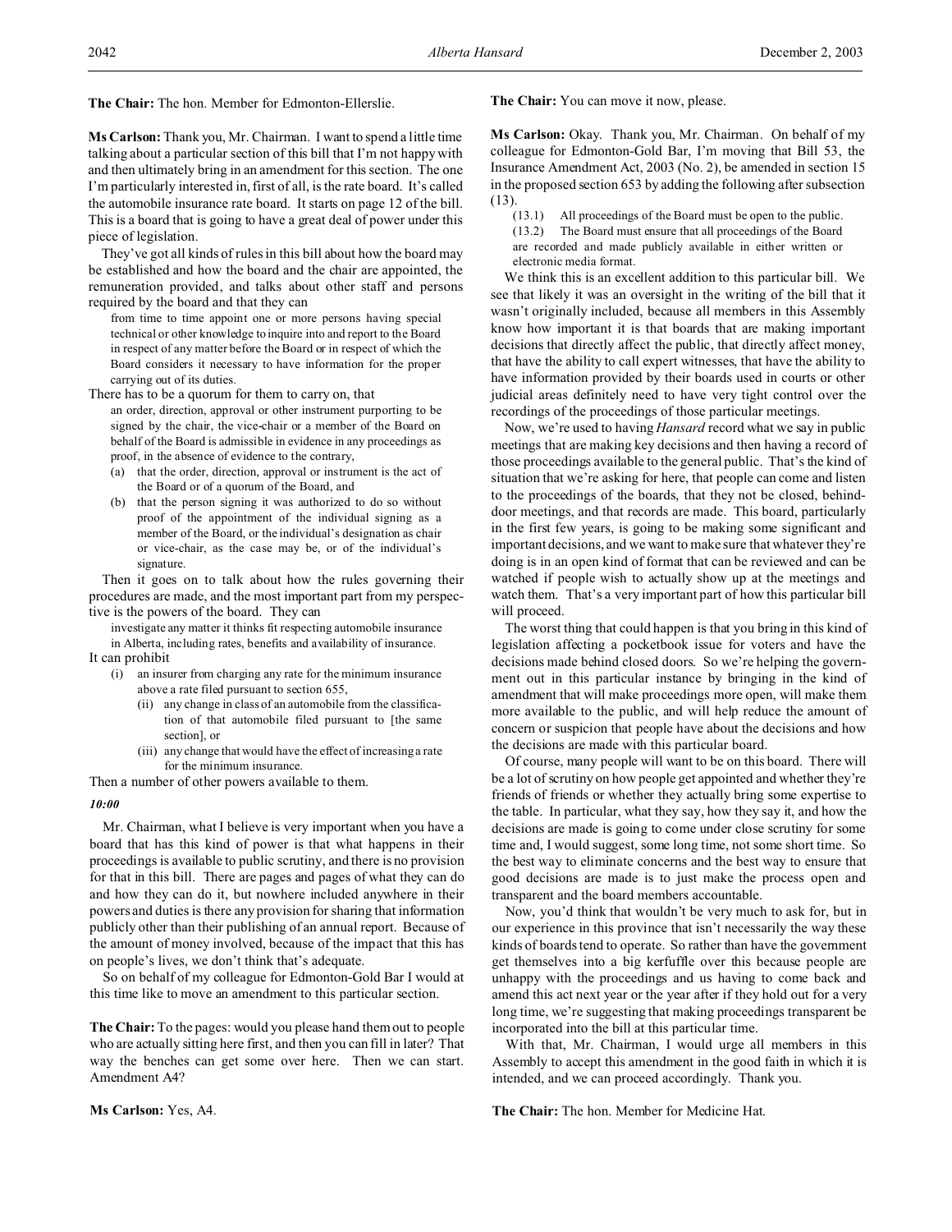**The Chair:** The hon. Member for Edmonton-Ellerslie.

**Ms Carlson:** Thank you, Mr. Chairman. I want to spend a little time talking about a particular section of this bill that I'm not happy with and then ultimately bring in an amendment for this section. The one I'm particularly interested in, first of all, is the rate board. It's called the automobile insurance rate board. It starts on page 12 of the bill. This is a board that is going to have a great deal of power under this piece of legislation.

They've got all kinds of rules in this bill about how the board may be established and how the board and the chair are appointed, the remuneration provided, and talks about other staff and persons required by the board and that they can

> from time to time appoint one or more persons having special technical or other knowledge to inquire into and report to the Board in respect of any matter before the Board or in respect of which the Board considers it necessary to have information for the proper carrying out of its duties.

There has to be a quorum for them to carry on, that

> an order, direction, approval or other instrument purporting to be signed by the chair, the vice-chair or a member of the Board on behalf of the Board is admissible in evidence in any proceedings as proof, in the absence of evidence to the contrary,
>
> (a) that the order, direction, approval or instrument is the act of the Board or of a quorum of the Board, and
>
> (b) that the person signing it was authorized to do so without proof of the appointment of the individual signing as a member of the Board, or the individual's designation as chair or vice-chair, as the case may be, or of the individual's signature.

Then it goes on to talk about how the rules governing their procedures are made, and the most important part from my perspective is the powers of the board. They can

> investigate any matter it thinks fit respecting automobile insurance in Alberta, including rates, benefits and availability of insurance.

It can prohibit

> (i) an insurer from charging any rate for the minimum insurance above a rate filed pursuant to section 655,
>
> (ii) any change in class of an automobile from the classification of that automobile filed pursuant to [the same section], or
>
> (iii) any change that would have the effect of increasing a rate for the minimum insurance.

Then a number of other powers available to them.

*10:00*

Mr. Chairman, what I believe is very important when you have a board that has this kind of power is that what happens in their proceedings is available to public scrutiny, and there is no provision for that in this bill. There are pages and pages of what they can do and how they can do it, but nowhere included anywhere in their powers and duties is there any provision for sharing that information publicly other than their publishing of an annual report. Because of the amount of money involved, because of the impact that this has on people's lives, we don't think that's adequate.

So on behalf of my colleague for Edmonton-Gold Bar I would at this time like to move an amendment to this particular section.

**The Chair:** To the pages: would you please hand them out to people who are actually sitting here first, and then you can fill in later? That way the benches can get some over here. Then we can start. Amendment A4?

**Ms Carlson:** Yes, A4.

**The Chair:** You can move it now, please.

**Ms Carlson:** Okay. Thank you, Mr. Chairman. On behalf of my colleague for Edmonton-Gold Bar, I'm moving that Bill 53, the Insurance Amendment Act, 2003 (No. 2), be amended in section 15 in the proposed section 653 by adding the following after subsection (13).

> (13.1) All proceedings of the Board must be open to the public.
>
> (13.2) The Board must ensure that all proceedings of the Board are recorded and made publicly available in either written or electronic media format.

We think this is an excellent addition to this particular bill. We see that likely it was an oversight in the writing of the bill that it wasn't originally included, because all members in this Assembly know how important it is that boards that are making important decisions that directly affect the public, that directly affect money, that have the ability to call expert witnesses, that have the ability to have information provided by their boards used in courts or other judicial areas definitely need to have very tight control over the recordings of the proceedings of those particular meetings.

Now, we're used to having *Hansard* record what we say in public meetings that are making key decisions and then having a record of those proceedings available to the general public. That's the kind of situation that we're asking for here, that people can come and listen to the proceedings of the boards, that they not be closed, behind-door meetings, and that records are made. This board, particularly in the first few years, is going to be making some significant and important decisions, and we want to make sure that whatever they're doing is in an open kind of format that can be reviewed and can be watched if people wish to actually show up at the meetings and watch them. That's a very important part of how this particular bill will proceed.

The worst thing that could happen is that you bring in this kind of legislation affecting a pocketbook issue for voters and have the decisions made behind closed doors. So we're helping the government out in this particular instance by bringing in the kind of amendment that will make proceedings more open, will make them more available to the public, and will help reduce the amount of concern or suspicion that people have about the decisions and how the decisions are made with this particular board.

Of course, many people will want to be on this board. There will be a lot of scrutiny on how people get appointed and whether they're friends of friends or whether they actually bring some expertise to the table. In particular, what they say, how they say it, and how the decisions are made is going to come under close scrutiny for some time and, I would suggest, some long time, not some short time. So the best way to eliminate concerns and the best way to ensure that good decisions are made is to just make the process open and transparent and the board members accountable.

Now, you'd think that wouldn't be very much to ask for, but in our experience in this province that isn't necessarily the way these kinds of boards tend to operate. So rather than have the government get themselves into a big kerfuffle over this because people are unhappy with the proceedings and us having to come back and amend this act next year or the year after if they hold out for a very long time, we're suggesting that making proceedings transparent be incorporated into the bill at this particular time.

With that, Mr. Chairman, I would urge all members in this Assembly to accept this amendment in the good faith in which it is intended, and we can proceed accordingly. Thank you.

**The Chair:** The hon. Member for Medicine Hat.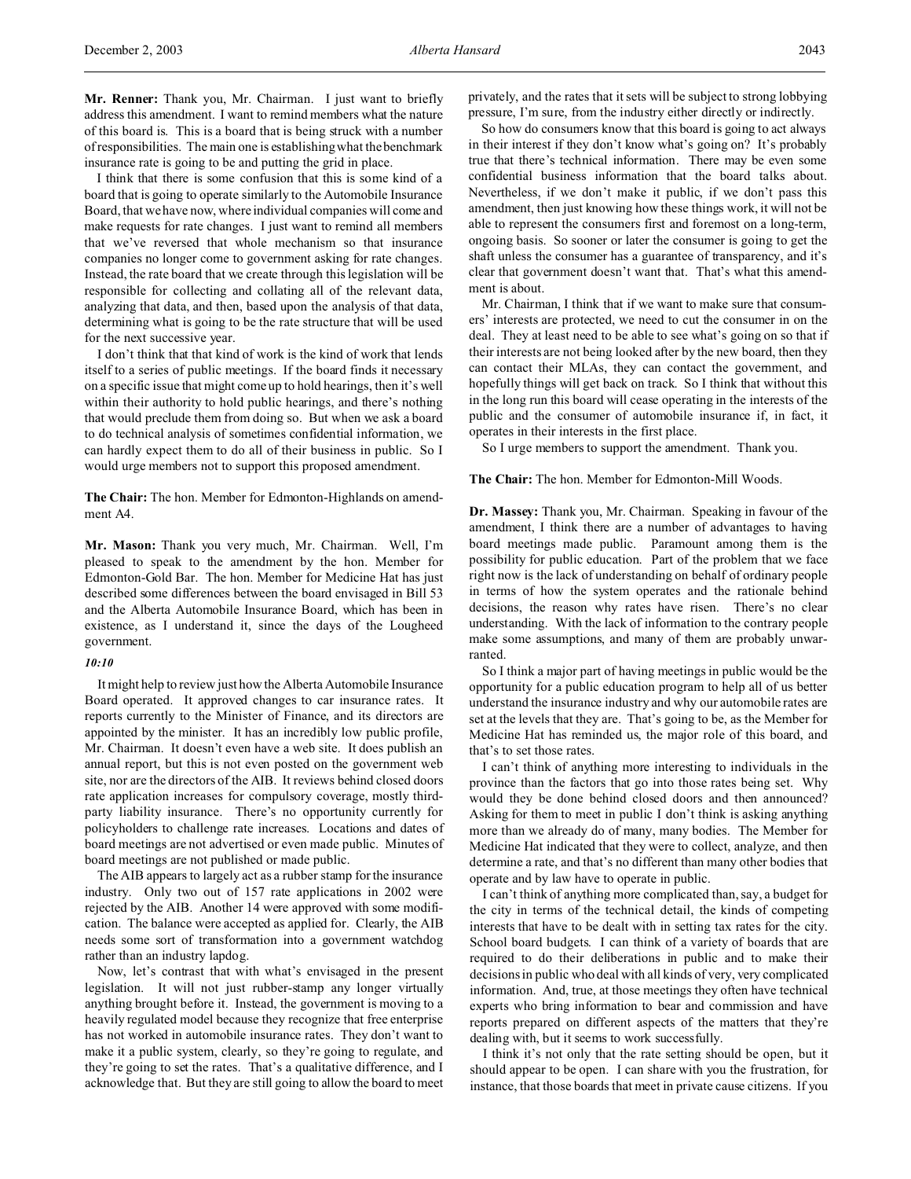**Mr. Renner:** Thank you, Mr. Chairman. I just want to briefly address this amendment. I want to remind members what the nature of this board is. This is a board that is being struck with a number of responsibilities. The main one is establishing what the benchmark insurance rate is going to be and putting the grid in place.

I think that there is some confusion that this is some kind of a board that is going to operate similarly to the Automobile Insurance Board, that we have now, where individual companies will come and make requests for rate changes. I just want to remind all members that we've reversed that whole mechanism so that insurance companies no longer come to government asking for rate changes. Instead, the rate board that we create through this legislation will be responsible for collecting and collating all of the relevant data, analyzing that data, and then, based upon the analysis of that data, determining what is going to be the rate structure that will be used for the next successive year.

I don't think that that kind of work is the kind of work that lends itself to a series of public meetings. If the board finds it necessary on a specific issue that might come up to hold hearings, then it's well within their authority to hold public hearings, and there's nothing that would preclude them from doing so. But when we ask a board to do technical analysis of sometimes confidential information, we can hardly expect them to do all of their business in public. So I would urge members not to support this proposed amendment.

**The Chair:** The hon. Member for Edmonton-Highlands on amendment A4.

**Mr. Mason:** Thank you very much, Mr. Chairman. Well, I'm pleased to speak to the amendment by the hon. Member for Edmonton-Gold Bar. The hon. Member for Medicine Hat has just described some differences between the board envisaged in Bill 53 and the Alberta Automobile Insurance Board, which has been in existence, as I understand it, since the days of the Lougheed government.

*10:10*

It might help to review just how the Alberta Automobile Insurance Board operated. It approved changes to car insurance rates. It reports currently to the Minister of Finance, and its directors are appointed by the minister. It has an incredibly low public profile, Mr. Chairman. It doesn't even have a web site. It does publish an annual report, but this is not even posted on the government web site, nor are the directors of the AIB. It reviews behind closed doors rate application increases for compulsory coverage, mostly third-party liability insurance. There's no opportunity currently for policyholders to challenge rate increases. Locations and dates of board meetings are not advertised or even made public. Minutes of board meetings are not published or made public.

The AIB appears to largely act as a rubber stamp for the insurance industry. Only two out of 157 rate applications in 2002 were rejected by the AIB. Another 14 were approved with some modification. The balance were accepted as applied for. Clearly, the AIB needs some sort of transformation into a government watchdog rather than an industry lapdog.

Now, let's contrast that with what's envisaged in the present legislation. It will not just rubber-stamp any longer virtually anything brought before it. Instead, the government is moving to a heavily regulated model because they recognize that free enterprise has not worked in automobile insurance rates. They don't want to make it a public system, clearly, so they're going to regulate, and they're going to set the rates. That's a qualitative difference, and I acknowledge that. But they are still going to allow the board to meet privately, and the rates that it sets will be subject to strong lobbying pressure, I'm sure, from the industry either directly or indirectly.

So how do consumers know that this board is going to act always in their interest if they don't know what's going on? It's probably true that there's technical information. There may be even some confidential business information that the board talks about. Nevertheless, if we don't make it public, if we don't pass this amendment, then just knowing how these things work, it will not be able to represent the consumers first and foremost on a long-term, ongoing basis. So sooner or later the consumer is going to get the shaft unless the consumer has a guarantee of transparency, and it's clear that government doesn't want that. That's what this amendment is about.

Mr. Chairman, I think that if we want to make sure that consumers' interests are protected, we need to cut the consumer in on the deal. They at least need to be able to see what's going on so that if their interests are not being looked after by the new board, then they can contact their MLAs, they can contact the government, and hopefully things will get back on track. So I think that without this in the long run this board will cease operating in the interests of the public and the consumer of automobile insurance if, in fact, it operates in their interests in the first place.

So I urge members to support the amendment. Thank you.

**The Chair:** The hon. Member for Edmonton-Mill Woods.

**Dr. Massey:** Thank you, Mr. Chairman. Speaking in favour of the amendment, I think there are a number of advantages to having board meetings made public. Paramount among them is the possibility for public education. Part of the problem that we face right now is the lack of understanding on behalf of ordinary people in terms of how the system operates and the rationale behind decisions, the reason why rates have risen. There's no clear understanding. With the lack of information to the contrary people make some assumptions, and many of them are probably unwarranted.

So I think a major part of having meetings in public would be the opportunity for a public education program to help all of us better understand the insurance industry and why our automobile rates are set at the levels that they are. That's going to be, as the Member for Medicine Hat has reminded us, the major role of this board, and that's to set those rates.

I can't think of anything more interesting to individuals in the province than the factors that go into those rates being set. Why would they be done behind closed doors and then announced? Asking for them to meet in public I don't think is asking anything more than we already do of many, many bodies. The Member for Medicine Hat indicated that they were to collect, analyze, and then determine a rate, and that's no different than many other bodies that operate and by law have to operate in public.

I can't think of anything more complicated than, say, a budget for the city in terms of the technical detail, the kinds of competing interests that have to be dealt with in setting tax rates for the city. School board budgets. I can think of a variety of boards that are required to do their deliberations in public and to make their decisions in public who deal with all kinds of very, very complicated information. And, true, at those meetings they often have technical experts who bring information to bear and commission and have reports prepared on different aspects of the matters that they're dealing with, but it seems to work successfully.

I think it's not only that the rate setting should be open, but it should appear to be open. I can share with you the frustration, for instance, that those boards that meet in private cause citizens. If you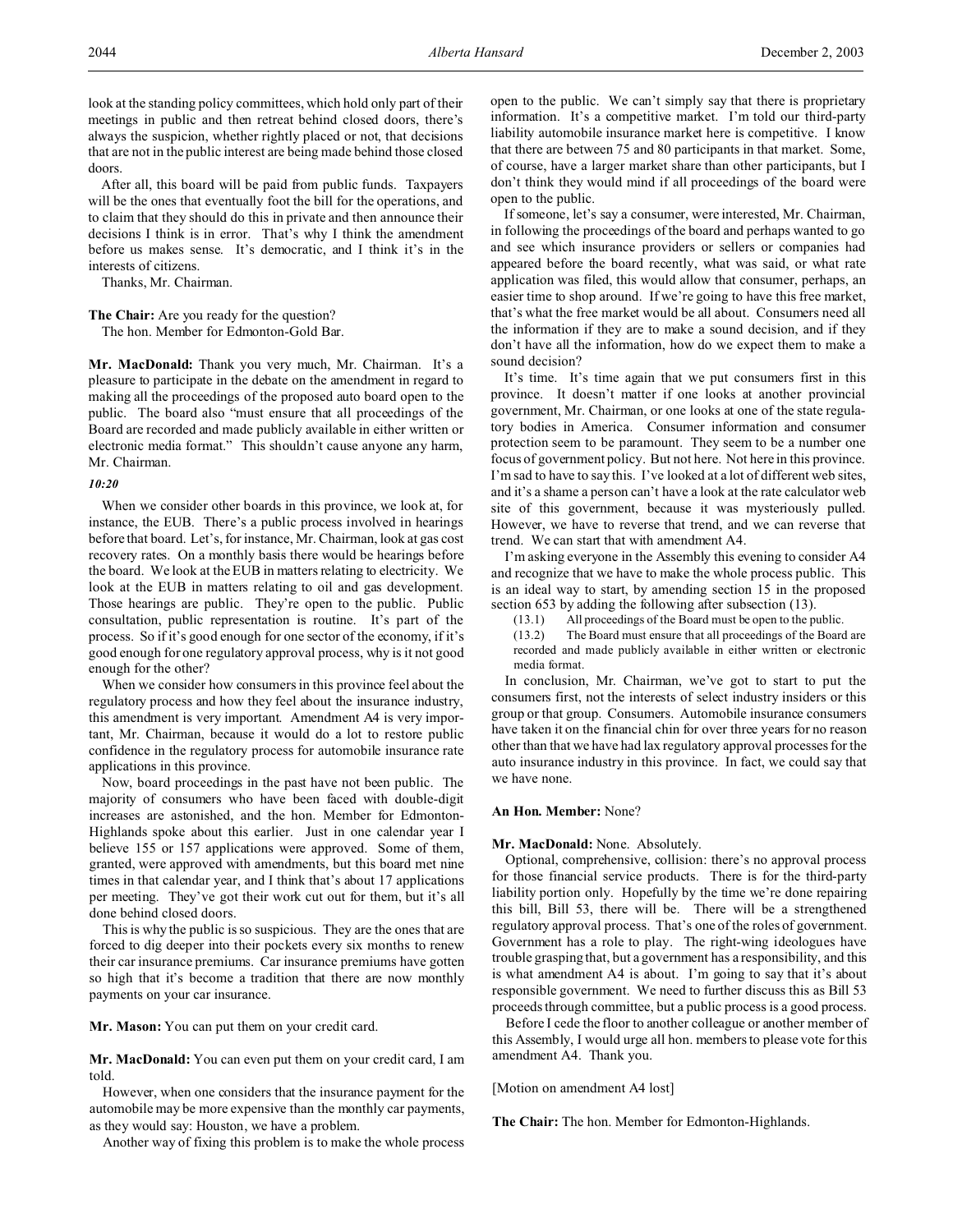look at the standing policy committees, which hold only part of their meetings in public and then retreat behind closed doors, there's always the suspicion, whether rightly placed or not, that decisions that are not in the public interest are being made behind those closed doors.

After all, this board will be paid from public funds. Taxpayers will be the ones that eventually foot the bill for the operations, and to claim that they should do this in private and then announce their decisions I think is in error. That's why I think the amendment before us makes sense. It's democratic, and I think it's in the interests of citizens.

Thanks, Mr. Chairman.

**The Chair:** Are you ready for the question?

The hon. Member for Edmonton-Gold Bar.

**Mr. MacDonald:** Thank you very much, Mr. Chairman. It's a pleasure to participate in the debate on the amendment in regard to making all the proceedings of the proposed auto board open to the public. The board also "must ensure that all proceedings of the Board are recorded and made publicly available in either written or electronic media format." This shouldn't cause anyone any harm, Mr. Chairman.

*10:20*

When we consider other boards in this province, we look at, for instance, the EUB. There's a public process involved in hearings before that board. Let's, for instance, Mr. Chairman, look at gas cost recovery rates. On a monthly basis there would be hearings before the board. We look at the EUB in matters relating to electricity. We look at the EUB in matters relating to oil and gas development. Those hearings are public. They're open to the public. Public consultation, public representation is routine. It's part of the process. So if it's good enough for one sector of the economy, if it's good enough for one regulatory approval process, why is it not good enough for the other?

When we consider how consumers in this province feel about the regulatory process and how they feel about the insurance industry, this amendment is very important. Amendment A4 is very important, Mr. Chairman, because it would do a lot to restore public confidence in the regulatory process for automobile insurance rate applications in this province.

Now, board proceedings in the past have not been public. The majority of consumers who have been faced with double-digit increases are astonished, and the hon. Member for Edmonton-Highlands spoke about this earlier. Just in one calendar year I believe 155 or 157 applications were approved. Some of them, granted, were approved with amendments, but this board met nine times in that calendar year, and I think that's about 17 applications per meeting. They've got their work cut out for them, but it's all done behind closed doors.

This is why the public is so suspicious. They are the ones that are forced to dig deeper into their pockets every six months to renew their car insurance premiums. Car insurance premiums have gotten so high that it's become a tradition that there are now monthly payments on your car insurance.

**Mr. Mason:** You can put them on your credit card.

**Mr. MacDonald:** You can even put them on your credit card, I am told.

However, when one considers that the insurance payment for the automobile may be more expensive than the monthly car payments, as they would say: Houston, we have a problem.

Another way of fixing this problem is to make the whole process open to the public. We can't simply say that there is proprietary information. It's a competitive market. I'm told our third-party liability automobile insurance market here is competitive. I know that there are between 75 and 80 participants in that market. Some, of course, have a larger market share than other participants, but I don't think they would mind if all proceedings of the board were open to the public.

If someone, let's say a consumer, were interested, Mr. Chairman, in following the proceedings of the board and perhaps wanted to go and see which insurance providers or sellers or companies had appeared before the board recently, what was said, or what rate application was filed, this would allow that consumer, perhaps, an easier time to shop around. If we're going to have this free market, that's what the free market would be all about. Consumers need all the information if they are to make a sound decision, and if they don't have all the information, how do we expect them to make a sound decision?

It's time. It's time again that we put consumers first in this province. It doesn't matter if one looks at another provincial government, Mr. Chairman, or one looks at one of the state regulatory bodies in America. Consumer information and consumer protection seem to be paramount. They seem to be a number one focus of government policy. But not here. Not here in this province. I'm sad to have to say this. I've looked at a lot of different web sites, and it's a shame a person can't have a look at the rate calculator web site of this government, because it was mysteriously pulled. However, we have to reverse that trend, and we can reverse that trend. We can start that with amendment A4.

I'm asking everyone in the Assembly this evening to consider A4 and recognize that we have to make the whole process public. This is an ideal way to start, by amending section 15 in the proposed section 653 by adding the following after subsection (13).

> (13.1) All proceedings of the Board must be open to the public.
>
> (13.2) The Board must ensure that all proceedings of the Board are recorded and made publicly available in either written or electronic media format.

In conclusion, Mr. Chairman, we've got to start to put the consumers first, not the interests of select industry insiders or this group or that group. Consumers. Automobile insurance consumers have taken it on the financial chin for over three years for no reason other than that we have had lax regulatory approval processes for the auto insurance industry in this province. In fact, we could say that we have none.

**An Hon. Member:** None?

**Mr. MacDonald:** None. Absolutely.

Optional, comprehensive, collision: there's no approval process for those financial service products. There is for the third-party liability portion only. Hopefully by the time we're done repairing this bill, Bill 53, there will be. There will be a strengthened regulatory approval process. That's one of the roles of government. Government has a role to play. The right-wing ideologues have trouble grasping that, but a government has a responsibility, and this is what amendment A4 is about. I'm going to say that it's about responsible government. We need to further discuss this as Bill 53 proceeds through committee, but a public process is a good process.

Before I cede the floor to another colleague or another member of this Assembly, I would urge all hon. members to please vote for this amendment A4. Thank you.

[Motion on amendment A4 lost]

**The Chair:** The hon. Member for Edmonton-Highlands.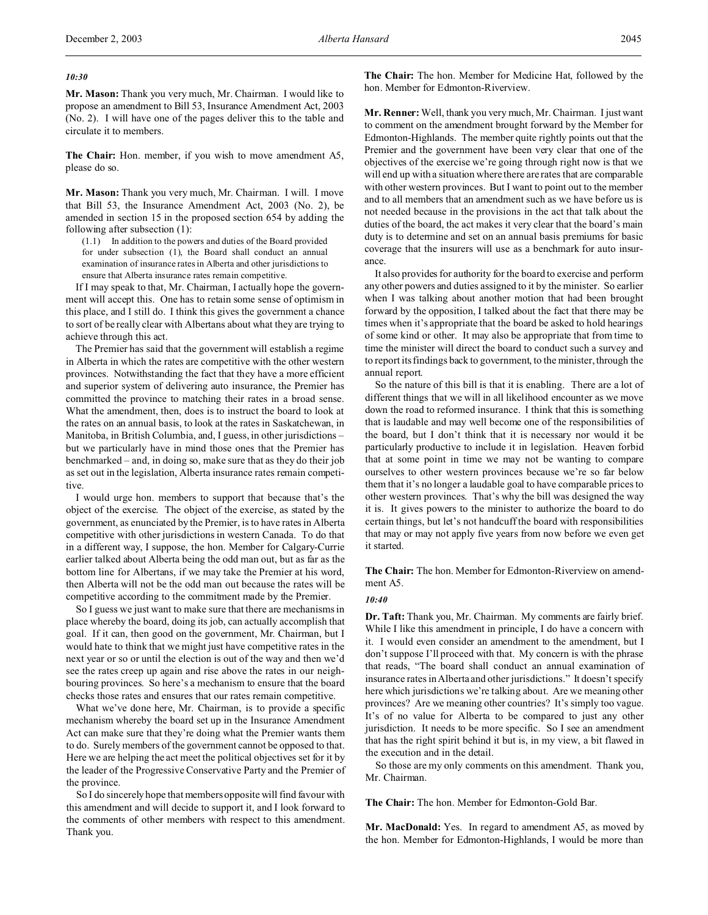*10:30*

**Mr. Mason:** Thank you very much, Mr. Chairman. I would like to propose an amendment to Bill 53, Insurance Amendment Act, 2003 (No. 2). I will have one of the pages deliver this to the table and circulate it to members.

**The Chair:** Hon. member, if you wish to move amendment A5, please do so.

**Mr. Mason:** Thank you very much, Mr. Chairman. I will. I move that Bill 53, the Insurance Amendment Act, 2003 (No. 2), be amended in section 15 in the proposed section 654 by adding the following after subsection (1):

> (1.1) In addition to the powers and duties of the Board provided for under subsection (1), the Board shall conduct an annual examination of insurance rates in Alberta and other jurisdictions to ensure that Alberta insurance rates remain competitive.

If I may speak to that, Mr. Chairman, I actually hope the government will accept this. One has to retain some sense of optimism in this place, and I still do. I think this gives the government a chance to sort of be really clear with Albertans about what they are trying to achieve through this act.

The Premier has said that the government will establish a regime in Alberta in which the rates are competitive with the other western provinces. Notwithstanding the fact that they have a more efficient and superior system of delivering auto insurance, the Premier has committed the province to matching their rates in a broad sense. What the amendment, then, does is to instruct the board to look at the rates on an annual basis, to look at the rates in Saskatchewan, in Manitoba, in British Columbia, and, I guess, in other jurisdictions – but we particularly have in mind those ones that the Premier has benchmarked – and, in doing so, make sure that as they do their job as set out in the legislation, Alberta insurance rates remain competitive.

I would urge hon. members to support that because that's the object of the exercise. The object of the exercise, as stated by the government, as enunciated by the Premier, is to have rates in Alberta competitive with other jurisdictions in western Canada. To do that in a different way, I suppose, the hon. Member for Calgary-Currie earlier talked about Alberta being the odd man out, but as far as the bottom line for Albertans, if we may take the Premier at his word, then Alberta will not be the odd man out because the rates will be competitive according to the commitment made by the Premier.

So I guess we just want to make sure that there are mechanisms in place whereby the board, doing its job, can actually accomplish that goal. If it can, then good on the government, Mr. Chairman, but I would hate to think that we might just have competitive rates in the next year or so or until the election is out of the way and then we'd see the rates creep up again and rise above the rates in our neighbouring provinces. So here's a mechanism to ensure that the board checks those rates and ensures that our rates remain competitive.

What we've done here, Mr. Chairman, is to provide a specific mechanism whereby the board set up in the Insurance Amendment Act can make sure that they're doing what the Premier wants them to do. Surely members of the government cannot be opposed to that. Here we are helping the act meet the political objectives set for it by the leader of the Progressive Conservative Party and the Premier of the province.

So I do sincerely hope that members opposite will find favour with this amendment and will decide to support it, and I look forward to the comments of other members with respect to this amendment. Thank you.

**The Chair:** The hon. Member for Medicine Hat, followed by the hon. Member for Edmonton-Riverview.

**Mr. Renner:** Well, thank you very much, Mr. Chairman. I just want to comment on the amendment brought forward by the Member for Edmonton-Highlands. The member quite rightly points out that the Premier and the government have been very clear that one of the objectives of the exercise we're going through right now is that we will end up with a situation where there are rates that are comparable with other western provinces. But I want to point out to the member and to all members that an amendment such as we have before us is not needed because in the provisions in the act that talk about the duties of the board, the act makes it very clear that the board's main duty is to determine and set on an annual basis premiums for basic coverage that the insurers will use as a benchmark for auto insurance.

It also provides for authority for the board to exercise and perform any other powers and duties assigned to it by the minister. So earlier when I was talking about another motion that had been brought forward by the opposition, I talked about the fact that there may be times when it's appropriate that the board be asked to hold hearings of some kind or other. It may also be appropriate that from time to time the minister will direct the board to conduct such a survey and to report its findings back to government, to the minister, through the annual report.

So the nature of this bill is that it is enabling. There are a lot of different things that we will in all likelihood encounter as we move down the road to reformed insurance. I think that this is something that is laudable and may well become one of the responsibilities of the board, but I don't think that it is necessary nor would it be particularly productive to include it in legislation. Heaven forbid that at some point in time we may not be wanting to compare ourselves to other western provinces because we're so far below them that it's no longer a laudable goal to have comparable prices to other western provinces. That's why the bill was designed the way it is. It gives powers to the minister to authorize the board to do certain things, but let's not handcuff the board with responsibilities that may or may not apply five years from now before we even get it started.

**The Chair:** The hon. Member for Edmonton-Riverview on amendment A5.

*10:40*

**Dr. Taft:** Thank you, Mr. Chairman. My comments are fairly brief. While I like this amendment in principle, I do have a concern with it. I would even consider an amendment to the amendment, but I don't suppose I'll proceed with that. My concern is with the phrase that reads, "The board shall conduct an annual examination of insurance rates in Alberta and other jurisdictions." It doesn't specify here which jurisdictions we're talking about. Are we meaning other provinces? Are we meaning other countries? It's simply too vague. It's of no value for Alberta to be compared to just any other jurisdiction. It needs to be more specific. So I see an amendment that has the right spirit behind it but is, in my view, a bit flawed in the execution and in the detail.

So those are my only comments on this amendment. Thank you, Mr. Chairman.

**The Chair:** The hon. Member for Edmonton-Gold Bar.

**Mr. MacDonald:** Yes. In regard to amendment A5, as moved by the hon. Member for Edmonton-Highlands, I would be more than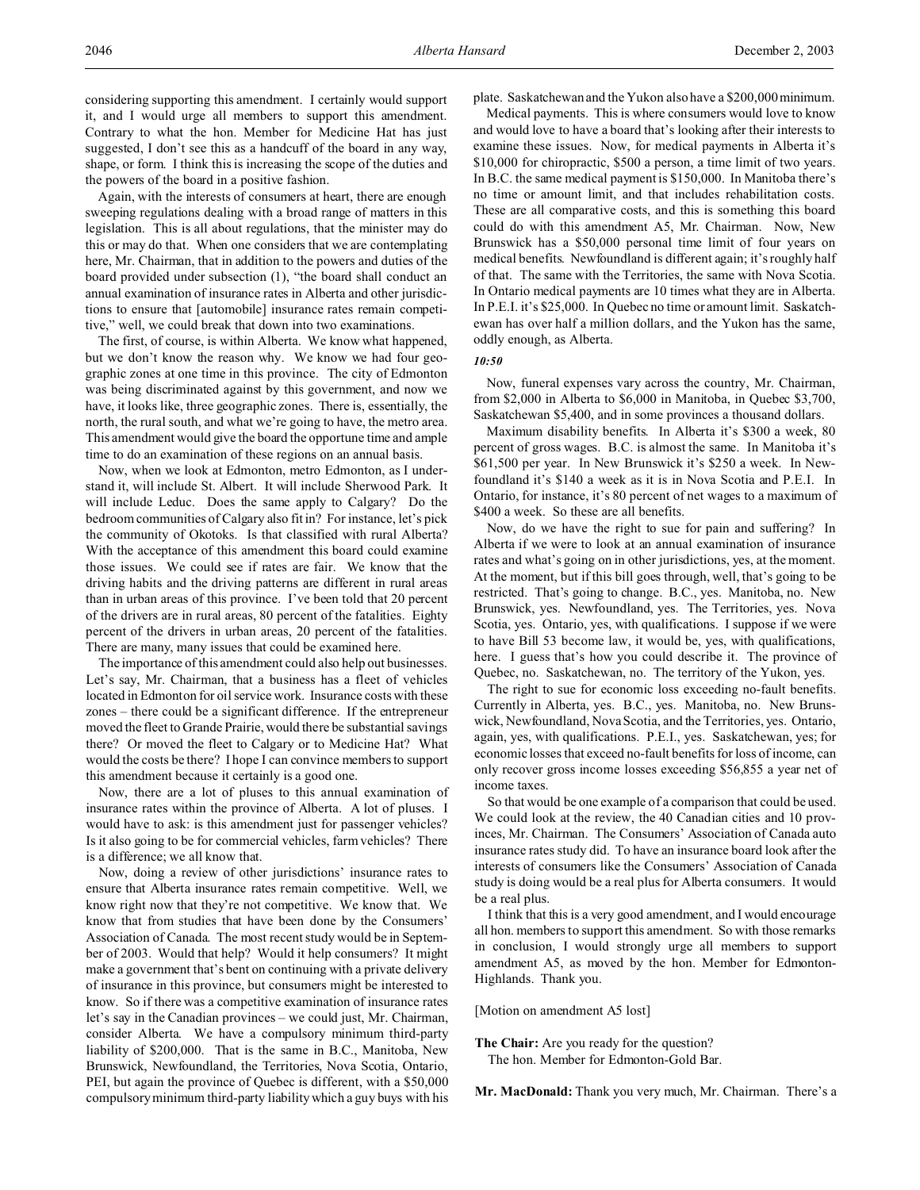considering supporting this amendment. I certainly would support it, and I would urge all members to support this amendment. Contrary to what the hon. Member for Medicine Hat has just suggested, I don't see this as a handcuff of the board in any way, shape, or form. I think this is increasing the scope of the duties and the powers of the board in a positive fashion.

Again, with the interests of consumers at heart, there are enough sweeping regulations dealing with a broad range of matters in this legislation. This is all about regulations, that the minister may do this or may do that. When one considers that we are contemplating here, Mr. Chairman, that in addition to the powers and duties of the board provided under subsection (1), "the board shall conduct an annual examination of insurance rates in Alberta and other jurisdictions to ensure that [automobile] insurance rates remain competitive," well, we could break that down into two examinations.

The first, of course, is within Alberta. We know what happened, but we don't know the reason why. We know we had four geographic zones at one time in this province. The city of Edmonton was being discriminated against by this government, and now we have, it looks like, three geographic zones. There is, essentially, the north, the rural south, and what we're going to have, the metro area. This amendment would give the board the opportune time and ample time to do an examination of these regions on an annual basis.

Now, when we look at Edmonton, metro Edmonton, as I understand it, will include St. Albert. It will include Sherwood Park. It will include Leduc. Does the same apply to Calgary? Do the bedroom communities of Calgary also fit in? For instance, let's pick the community of Okotoks. Is that classified with rural Alberta? With the acceptance of this amendment this board could examine those issues. We could see if rates are fair. We know that the driving habits and the driving patterns are different in rural areas than in urban areas of this province. I've been told that 20 percent of the drivers are in rural areas, 80 percent of the fatalities. Eighty percent of the drivers in urban areas, 20 percent of the fatalities. There are many, many issues that could be examined here.

The importance of this amendment could also help out businesses. Let's say, Mr. Chairman, that a business has a fleet of vehicles located in Edmonton for oil service work. Insurance costs with these zones – there could be a significant difference. If the entrepreneur moved the fleet to Grande Prairie, would there be substantial savings there? Or moved the fleet to Calgary or to Medicine Hat? What would the costs be there? I hope I can convince members to support this amendment because it certainly is a good one.

Now, there are a lot of pluses to this annual examination of insurance rates within the province of Alberta. A lot of pluses. I would have to ask: is this amendment just for passenger vehicles? Is it also going to be for commercial vehicles, farm vehicles? There is a difference; we all know that.

Now, doing a review of other jurisdictions' insurance rates to ensure that Alberta insurance rates remain competitive. Well, we know right now that they're not competitive. We know that. We know that from studies that have been done by the Consumers' Association of Canada. The most recent study would be in September of 2003. Would that help? Would it help consumers? It might make a government that's bent on continuing with a private delivery of insurance in this province, but consumers might be interested to know. So if there was a competitive examination of insurance rates let's say in the Canadian provinces – we could just, Mr. Chairman, consider Alberta. We have a compulsory minimum third-party liability of $200,000. That is the same in B.C., Manitoba, New Brunswick, Newfoundland, the Territories, Nova Scotia, Ontario, PEI, but again the province of Quebec is different, with a $50,000 compulsory minimum third-party liability which a guy buys with his plate. Saskatchewan and the Yukon also have a $200,000 minimum.

Medical payments. This is where consumers would love to know and would love to have a board that's looking after their interests to examine these issues. Now, for medical payments in Alberta it's $10,000 for chiropractic, $500 a person, a time limit of two years. In B.C. the same medical payment is $150,000. In Manitoba there's no time or amount limit, and that includes rehabilitation costs. These are all comparative costs, and this is something this board could do with this amendment A5, Mr. Chairman. Now, New Brunswick has a $50,000 personal time limit of four years on medical benefits. Newfoundland is different again; it's roughly half of that. The same with the Territories, the same with Nova Scotia. In Ontario medical payments are 10 times what they are in Alberta. In P.E.I. it's $25,000. In Quebec no time or amount limit. Saskatchewan has over half a million dollars, and the Yukon has the same, oddly enough, as Alberta.

*10:50*

Now, funeral expenses vary across the country, Mr. Chairman, from $2,000 in Alberta to $6,000 in Manitoba, in Quebec $3,700, Saskatchewan $5,400, and in some provinces a thousand dollars.

Maximum disability benefits. In Alberta it's $300 a week, 80 percent of gross wages. B.C. is almost the same. In Manitoba it's $61,500 per year. In New Brunswick it's $250 a week. In Newfoundland it's $140 a week as it is in Nova Scotia and P.E.I. In Ontario, for instance, it's 80 percent of net wages to a maximum of $400 a week. So these are all benefits.

Now, do we have the right to sue for pain and suffering? In Alberta if we were to look at an annual examination of insurance rates and what's going on in other jurisdictions, yes, at the moment. At the moment, but if this bill goes through, well, that's going to be restricted. That's going to change. B.C., yes. Manitoba, no. New Brunswick, yes. Newfoundland, yes. The Territories, yes. Nova Scotia, yes. Ontario, yes, with qualifications. I suppose if we were to have Bill 53 become law, it would be, yes, with qualifications, here. I guess that's how you could describe it. The province of Quebec, no. Saskatchewan, no. The territory of the Yukon, yes.

The right to sue for economic loss exceeding no-fault benefits. Currently in Alberta, yes. B.C., yes. Manitoba, no. New Brunswick, Newfoundland, Nova Scotia, and the Territories, yes. Ontario, again, yes, with qualifications. P.E.I., yes. Saskatchewan, yes; for economic losses that exceed no-fault benefits for loss of income, can only recover gross income losses exceeding $56,855 a year net of income taxes.

So that would be one example of a comparison that could be used. We could look at the review, the 40 Canadian cities and 10 provinces, Mr. Chairman. The Consumers' Association of Canada auto insurance rates study did. To have an insurance board look after the interests of consumers like the Consumers' Association of Canada study is doing would be a real plus for Alberta consumers. It would be a real plus.

I think that this is a very good amendment, and I would encourage all hon. members to support this amendment. So with those remarks in conclusion, I would strongly urge all members to support amendment A5, as moved by the hon. Member for Edmonton-Highlands. Thank you.

[Motion on amendment A5 lost]

**The Chair:** Are you ready for the question?
The hon. Member for Edmonton-Gold Bar.

**Mr. MacDonald:** Thank you very much, Mr. Chairman. There's a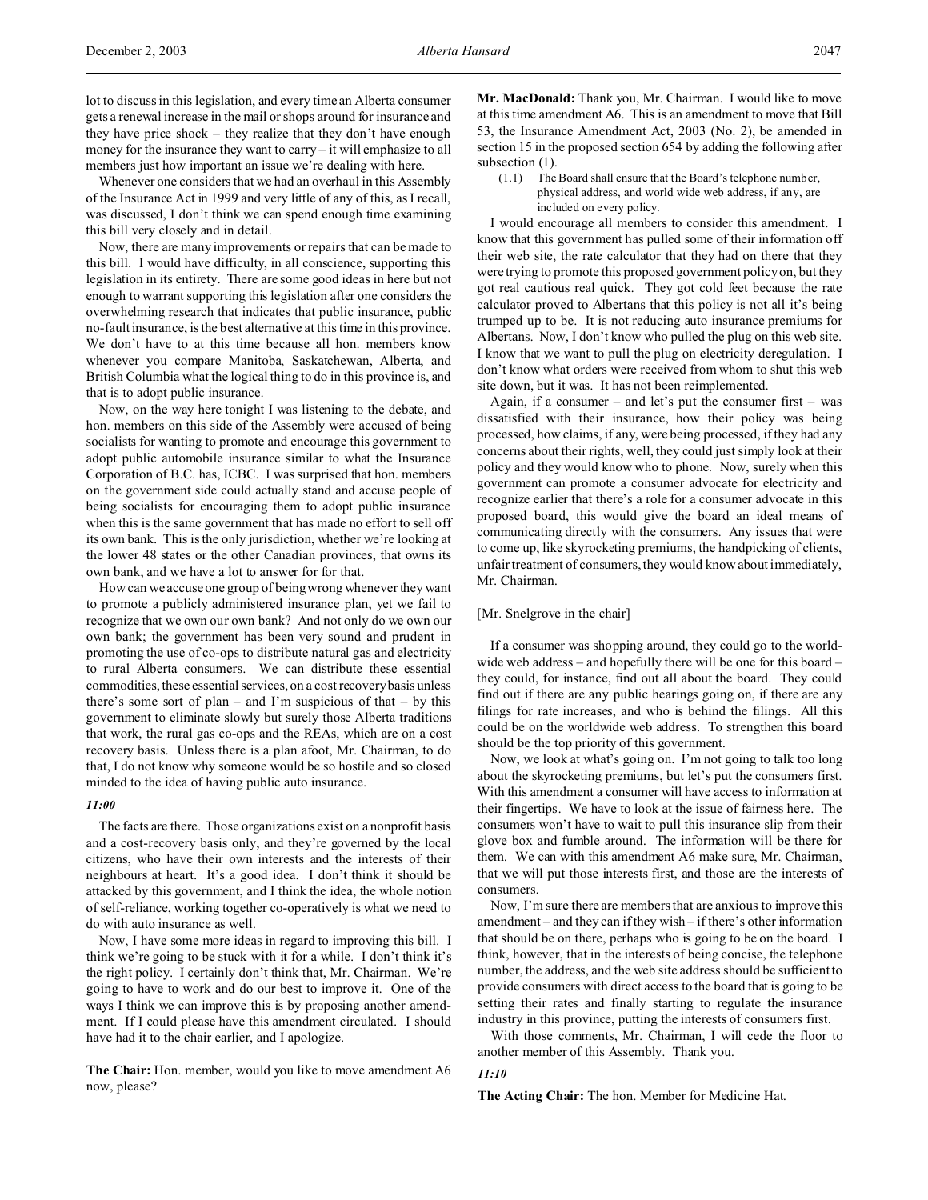lot to discuss in this legislation, and every time an Alberta consumer gets a renewal increase in the mail or shops around for insurance and they have price shock – they realize that they don't have enough money for the insurance they want to carry – it will emphasize to all members just how important an issue we're dealing with here.

Whenever one considers that we had an overhaul in this Assembly of the Insurance Act in 1999 and very little of any of this, as I recall, was discussed, I don't think we can spend enough time examining this bill very closely and in detail.

Now, there are many improvements or repairs that can be made to this bill. I would have difficulty, in all conscience, supporting this legislation in its entirety. There are some good ideas in here but not enough to warrant supporting this legislation after one considers the overwhelming research that indicates that public insurance, public no-fault insurance, is the best alternative at this time in this province. We don't have to at this time because all hon. members know whenever you compare Manitoba, Saskatchewan, Alberta, and British Columbia what the logical thing to do in this province is, and that is to adopt public insurance.

Now, on the way here tonight I was listening to the debate, and hon. members on this side of the Assembly were accused of being socialists for wanting to promote and encourage this government to adopt public automobile insurance similar to what the Insurance Corporation of B.C. has, ICBC. I was surprised that hon. members on the government side could actually stand and accuse people of being socialists for encouraging them to adopt public insurance when this is the same government that has made no effort to sell off its own bank. This is the only jurisdiction, whether we're looking at the lower 48 states or the other Canadian provinces, that owns its own bank, and we have a lot to answer for for that.

How can we accuse one group of being wrong whenever they want to promote a publicly administered insurance plan, yet we fail to recognize that we own our own bank? And not only do we own our own bank; the government has been very sound and prudent in promoting the use of co-ops to distribute natural gas and electricity to rural Alberta consumers. We can distribute these essential commodities, these essential services, on a cost recovery basis unless there's some sort of plan – and I'm suspicious of that – by this government to eliminate slowly but surely those Alberta traditions that work, the rural gas co-ops and the REAs, which are on a cost recovery basis. Unless there is a plan afoot, Mr. Chairman, to do that, I do not know why someone would be so hostile and so closed minded to the idea of having public auto insurance.

*11:00*

The facts are there. Those organizations exist on a nonprofit basis and a cost-recovery basis only, and they're governed by the local citizens, who have their own interests and the interests of their neighbours at heart. It's a good idea. I don't think it should be attacked by this government, and I think the idea, the whole notion of self-reliance, working together co-operatively is what we need to do with auto insurance as well.

Now, I have some more ideas in regard to improving this bill. I think we're going to be stuck with it for a while. I don't think it's the right policy. I certainly don't think that, Mr. Chairman. We're going to have to work and do our best to improve it. One of the ways I think we can improve this is by proposing another amendment. If I could please have this amendment circulated. I should have had it to the chair earlier, and I apologize.

**The Chair:** Hon. member, would you like to move amendment A6 now, please?

**Mr. MacDonald:** Thank you, Mr. Chairman. I would like to move at this time amendment A6. This is an amendment to move that Bill 53, the Insurance Amendment Act, 2003 (No. 2), be amended in section 15 in the proposed section 654 by adding the following after subsection (1).

> (1.1) The Board shall ensure that the Board's telephone number, physical address, and world wide web address, if any, are included on every policy.

I would encourage all members to consider this amendment. I know that this government has pulled some of their information off their web site, the rate calculator that they had on there that they were trying to promote this proposed government policy on, but they got real cautious real quick. They got cold feet because the rate calculator proved to Albertans that this policy is not all it's being trumped up to be. It is not reducing auto insurance premiums for Albertans. Now, I don't know who pulled the plug on this web site. I know that we want to pull the plug on electricity deregulation. I don't know what orders were received from whom to shut this web site down, but it was. It has not been reimplemented.

Again, if a consumer – and let's put the consumer first – was dissatisfied with their insurance, how their policy was being processed, how claims, if any, were being processed, if they had any concerns about their rights, well, they could just simply look at their policy and they would know who to phone. Now, surely when this government can promote a consumer advocate for electricity and recognize earlier that there's a role for a consumer advocate in this proposed board, this would give the board an ideal means of communicating directly with the consumers. Any issues that were to come up, like skyrocketing premiums, the handpicking of clients, unfair treatment of consumers, they would know about immediately, Mr. Chairman.

[Mr. Snelgrove in the chair]

If a consumer was shopping around, they could go to the worldwide web address – and hopefully there will be one for this board – they could, for instance, find out all about the board. They could find out if there are any public hearings going on, if there are any filings for rate increases, and who is behind the filings. All this could be on the worldwide web address. To strengthen this board should be the top priority of this government.

Now, we look at what's going on. I'm not going to talk too long about the skyrocketing premiums, but let's put the consumers first. With this amendment a consumer will have access to information at their fingertips. We have to look at the issue of fairness here. The consumers won't have to wait to pull this insurance slip from their glove box and fumble around. The information will be there for them. We can with this amendment A6 make sure, Mr. Chairman, that we will put those interests first, and those are the interests of consumers.

Now, I'm sure there are members that are anxious to improve this amendment – and they can if they wish – if there's other information that should be on there, perhaps who is going to be on the board. I think, however, that in the interests of being concise, the telephone number, the address, and the web site address should be sufficient to provide consumers with direct access to the board that is going to be setting their rates and finally starting to regulate the insurance industry in this province, putting the interests of consumers first.

With those comments, Mr. Chairman, I will cede the floor to another member of this Assembly. Thank you.

*11:10*

**The Acting Chair:** The hon. Member for Medicine Hat.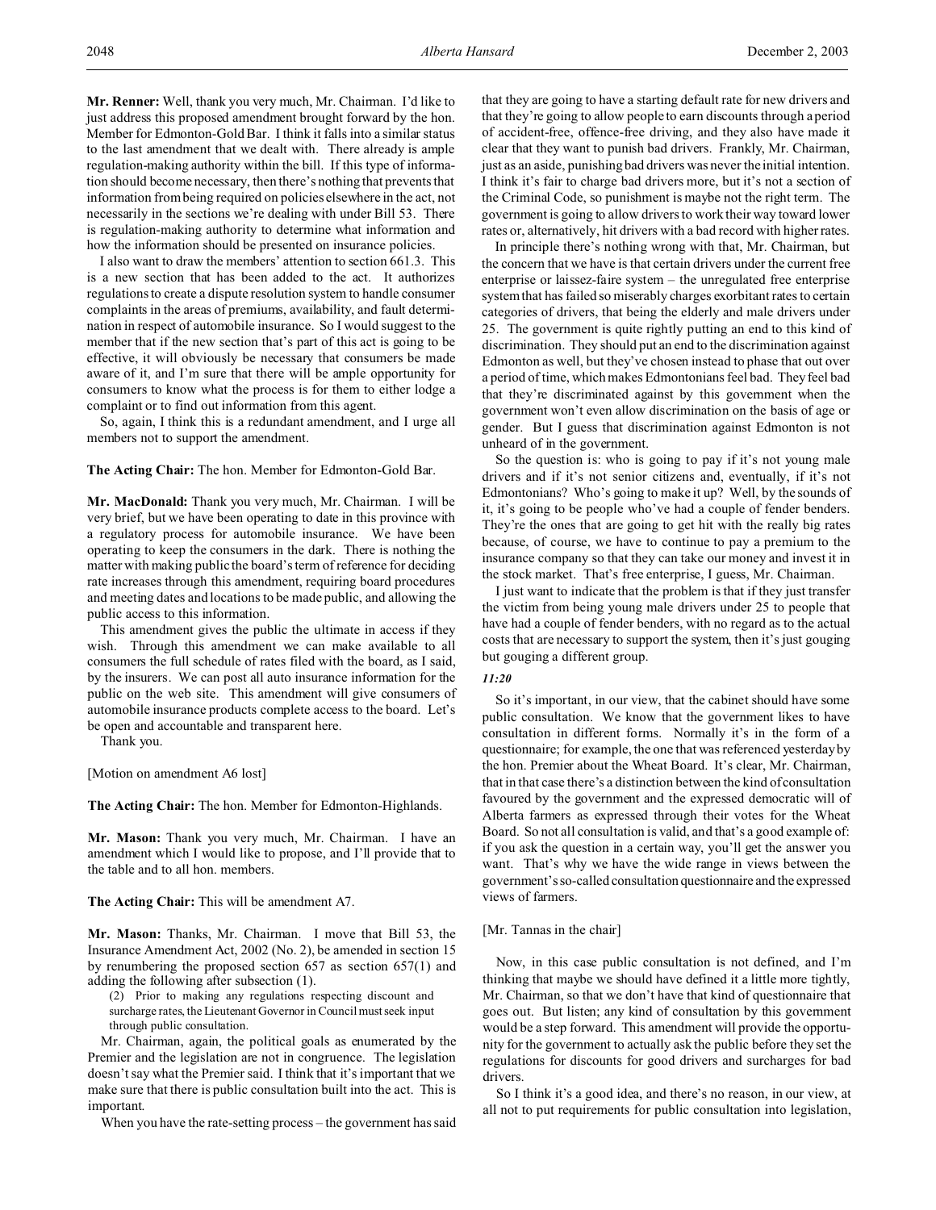**Mr. Renner:** Well, thank you very much, Mr. Chairman. I'd like to just address this proposed amendment brought forward by the hon. Member for Edmonton-Gold Bar. I think it falls into a similar status to the last amendment that we dealt with. There already is ample regulation-making authority within the bill. If this type of information should become necessary, then there's nothing that prevents that information from being required on policies elsewhere in the act, not necessarily in the sections we're dealing with under Bill 53. There is regulation-making authority to determine what information and how the information should be presented on insurance policies.

I also want to draw the members' attention to section 661.3. This is a new section that has been added to the act. It authorizes regulations to create a dispute resolution system to handle consumer complaints in the areas of premiums, availability, and fault determination in respect of automobile insurance. So I would suggest to the member that if the new section that's part of this act is going to be effective, it will obviously be necessary that consumers be made aware of it, and I'm sure that there will be ample opportunity for consumers to know what the process is for them to either lodge a complaint or to find out information from this agent.

So, again, I think this is a redundant amendment, and I urge all members not to support the amendment.

**The Acting Chair:** The hon. Member for Edmonton-Gold Bar.

**Mr. MacDonald:** Thank you very much, Mr. Chairman. I will be very brief, but we have been operating to date in this province with a regulatory process for automobile insurance. We have been operating to keep the consumers in the dark. There is nothing the matter with making public the board's term of reference for deciding rate increases through this amendment, requiring board procedures and meeting dates and locations to be made public, and allowing the public access to this information.

This amendment gives the public the ultimate in access if they wish. Through this amendment we can make available to all consumers the full schedule of rates filed with the board, as I said, by the insurers. We can post all auto insurance information for the public on the web site. This amendment will give consumers of automobile insurance products complete access to the board. Let's be open and accountable and transparent here.

Thank you.

[Motion on amendment A6 lost]

**The Acting Chair:** The hon. Member for Edmonton-Highlands.

**Mr. Mason:** Thank you very much, Mr. Chairman. I have an amendment which I would like to propose, and I'll provide that to the table and to all hon. members.

**The Acting Chair:** This will be amendment A7.

**Mr. Mason:** Thanks, Mr. Chairman. I move that Bill 53, the Insurance Amendment Act, 2002 (No. 2), be amended in section 15 by renumbering the proposed section 657 as section 657(1) and adding the following after subsection (1).

> (2) Prior to making any regulations respecting discount and surcharge rates, the Lieutenant Governor in Council must seek input through public consultation.

Mr. Chairman, again, the political goals as enumerated by the Premier and the legislation are not in congruence. The legislation doesn't say what the Premier said. I think that it's important that we make sure that there is public consultation built into the act. This is important.

When you have the rate-setting process – the government has said that they are going to have a starting default rate for new drivers and that they're going to allow people to earn discounts through a period of accident-free, offence-free driving, and they also have made it clear that they want to punish bad drivers. Frankly, Mr. Chairman, just as an aside, punishing bad drivers was never the initial intention. I think it's fair to charge bad drivers more, but it's not a section of the Criminal Code, so punishment is maybe not the right term. The government is going to allow drivers to work their way toward lower rates or, alternatively, hit drivers with a bad record with higher rates.

In principle there's nothing wrong with that, Mr. Chairman, but the concern that we have is that certain drivers under the current free enterprise or laissez-faire system – the unregulated free enterprise system that has failed so miserably charges exorbitant rates to certain categories of drivers, that being the elderly and male drivers under 25. The government is quite rightly putting an end to this kind of discrimination. They should put an end to the discrimination against Edmonton as well, but they've chosen instead to phase that out over a period of time, which makes Edmontonians feel bad. They feel bad that they're discriminated against by this government when the government won't even allow discrimination on the basis of age or gender. But I guess that discrimination against Edmonton is not unheard of in the government.

So the question is: who is going to pay if it's not young male drivers and if it's not senior citizens and, eventually, if it's not Edmontonians? Who's going to make it up? Well, by the sounds of it, it's going to be people who've had a couple of fender benders. They're the ones that are going to get hit with the really big rates because, of course, we have to continue to pay a premium to the insurance company so that they can take our money and invest it in the stock market. That's free enterprise, I guess, Mr. Chairman.

I just want to indicate that the problem is that if they just transfer the victim from being young male drivers under 25 to people that have had a couple of fender benders, with no regard as to the actual costs that are necessary to support the system, then it's just gouging but gouging a different group.

*11:20*

So it's important, in our view, that the cabinet should have some public consultation. We know that the government likes to have consultation in different forms. Normally it's in the form of a questionnaire; for example, the one that was referenced yesterday by the hon. Premier about the Wheat Board. It's clear, Mr. Chairman, that in that case there's a distinction between the kind of consultation favoured by the government and the expressed democratic will of Alberta farmers as expressed through their votes for the Wheat Board. So not all consultation is valid, and that's a good example of: if you ask the question in a certain way, you'll get the answer you want. That's why we have the wide range in views between the government's so-called consultation questionnaire and the expressed views of farmers.

[Mr. Tannas in the chair]

Now, in this case public consultation is not defined, and I'm thinking that maybe we should have defined it a little more tightly, Mr. Chairman, so that we don't have that kind of questionnaire that goes out. But listen; any kind of consultation by this government would be a step forward. This amendment will provide the opportunity for the government to actually ask the public before they set the regulations for discounts for good drivers and surcharges for bad drivers.

So I think it's a good idea, and there's no reason, in our view, at all not to put requirements for public consultation into legislation,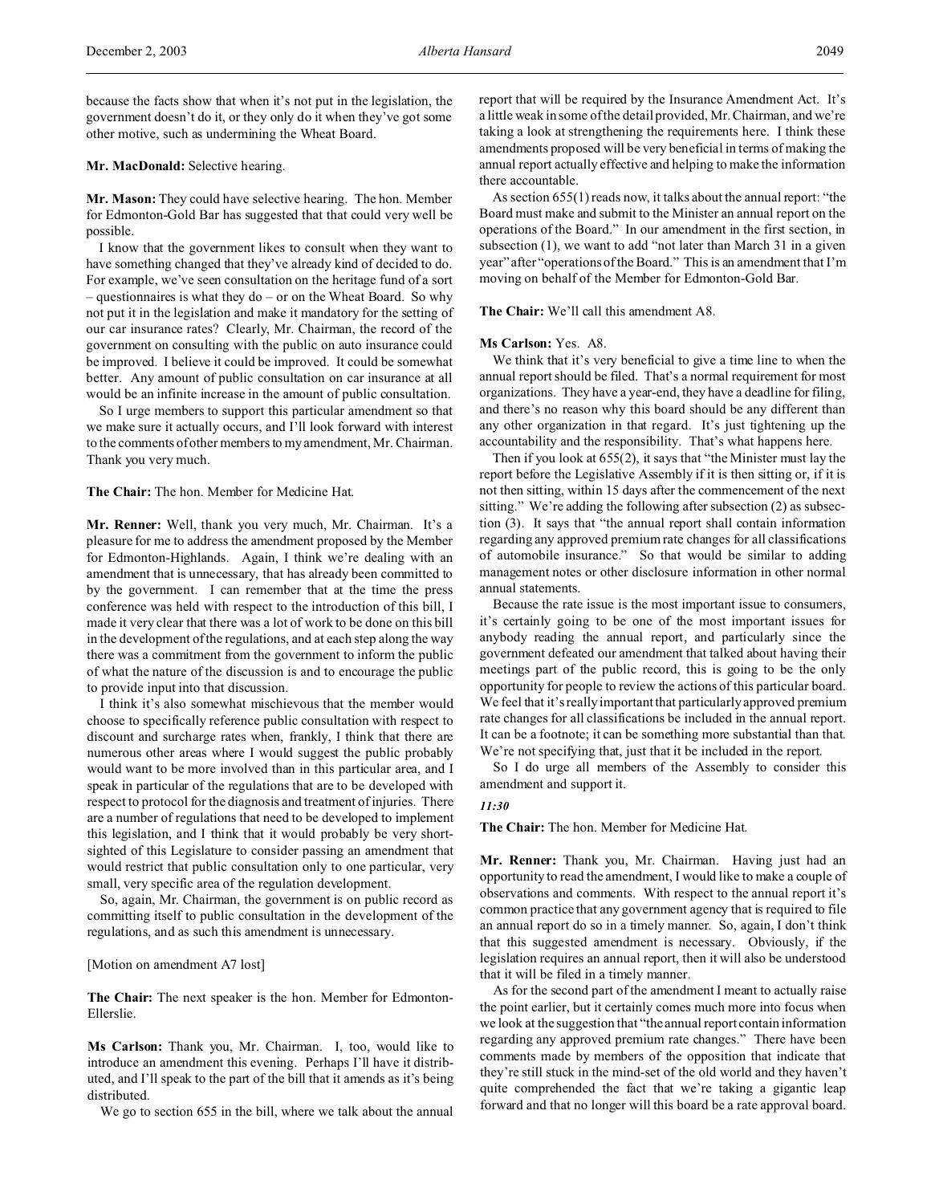because the facts show that when it's not put in the legislation, the government doesn't do it, or they only do it when they've got some other motive, such as undermining the Wheat Board.

**Mr. MacDonald:** Selective hearing.

**Mr. Mason:** They could have selective hearing. The hon. Member for Edmonton-Gold Bar has suggested that that could very well be possible.

I know that the government likes to consult when they want to have something changed that they've already kind of decided to do. For example, we've seen consultation on the heritage fund of a sort – questionnaires is what they do – or on the Wheat Board. So why not put it in the legislation and make it mandatory for the setting of our car insurance rates? Clearly, Mr. Chairman, the record of the government on consulting with the public on auto insurance could be improved. I believe it could be improved. It could be somewhat better. Any amount of public consultation on car insurance at all would be an infinite increase in the amount of public consultation.

So I urge members to support this particular amendment so that we make sure it actually occurs, and I'll look forward with interest to the comments of other members to my amendment, Mr. Chairman. Thank you very much.

**The Chair:** The hon. Member for Medicine Hat.

**Mr. Renner:** Well, thank you very much, Mr. Chairman. It's a pleasure for me to address the amendment proposed by the Member for Edmonton-Highlands. Again, I think we're dealing with an amendment that is unnecessary, that has already been committed to by the government. I can remember that at the time the press conference was held with respect to the introduction of this bill, I made it very clear that there was a lot of work to be done on this bill in the development of the regulations, and at each step along the way there was a commitment from the government to inform the public of what the nature of the discussion is and to encourage the public to provide input into that discussion.

I think it's also somewhat mischievous that the member would choose to specifically reference public consultation with respect to discount and surcharge rates when, frankly, I think that there are numerous other areas where I would suggest the public probably would want to be more involved than in this particular area, and I speak in particular of the regulations that are to be developed with respect to protocol for the diagnosis and treatment of injuries. There are a number of regulations that need to be developed to implement this legislation, and I think that it would probably be very short-sighted of this Legislature to consider passing an amendment that would restrict that public consultation only to one particular, very small, very specific area of the regulation development.

So, again, Mr. Chairman, the government is on public record as committing itself to public consultation in the development of the regulations, and as such this amendment is unnecessary.

[Motion on amendment A7 lost]

**The Chair:** The next speaker is the hon. Member for Edmonton-Ellerslie.

**Ms Carlson:** Thank you, Mr. Chairman. I, too, would like to introduce an amendment this evening. Perhaps I'll have it distributed, and I'll speak to the part of the bill that it amends as it's being distributed.

We go to section 655 in the bill, where we talk about the annual report that will be required by the Insurance Amendment Act. It's a little weak in some of the detail provided, Mr. Chairman, and we're taking a look at strengthening the requirements here. I think these amendments proposed will be very beneficial in terms of making the annual report actually effective and helping to make the information there accountable.

As section 655(1) reads now, it talks about the annual report: "the Board must make and submit to the Minister an annual report on the operations of the Board." In our amendment in the first section, in subsection (1), we want to add "not later than March 31 in a given year" after "operations of the Board." This is an amendment that I'm moving on behalf of the Member for Edmonton-Gold Bar.

**The Chair:** We'll call this amendment A8.

**Ms Carlson:** Yes. A8.

We think that it's very beneficial to give a time line to when the annual report should be filed. That's a normal requirement for most organizations. They have a year-end, they have a deadline for filing, and there's no reason why this board should be any different than any other organization in that regard. It's just tightening up the accountability and the responsibility. That's what happens here.

Then if you look at 655(2), it says that "the Minister must lay the report before the Legislative Assembly if it is then sitting or, if it is not then sitting, within 15 days after the commencement of the next sitting." We're adding the following after subsection (2) as subsection (3). It says that "the annual report shall contain information regarding any approved premium rate changes for all classifications of automobile insurance." So that would be similar to adding management notes or other disclosure information in other normal annual statements.

Because the rate issue is the most important issue to consumers, it's certainly going to be one of the most important issues for anybody reading the annual report, and particularly since the government defeated our amendment that talked about having their meetings part of the public record, this is going to be the only opportunity for people to review the actions of this particular board. We feel that it's really important that particularly approved premium rate changes for all classifications be included in the annual report. It can be a footnote; it can be something more substantial than that. We're not specifying that, just that it be included in the report.

So I do urge all members of the Assembly to consider this amendment and support it.

*11:30*

**The Chair:** The hon. Member for Medicine Hat.

**Mr. Renner:** Thank you, Mr. Chairman. Having just had an opportunity to read the amendment, I would like to make a couple of observations and comments. With respect to the annual report it's common practice that any government agency that is required to file an annual report do so in a timely manner. So, again, I don't think that this suggested amendment is necessary. Obviously, if the legislation requires an annual report, then it will also be understood that it will be filed in a timely manner.

As for the second part of the amendment I meant to actually raise the point earlier, but it certainly comes much more into focus when we look at the suggestion that "the annual report contain information regarding any approved premium rate changes." There have been comments made by members of the opposition that indicate that they're still stuck in the mind-set of the old world and they haven't quite comprehended the fact that we're taking a gigantic leap forward and that no longer will this board be a rate approval board.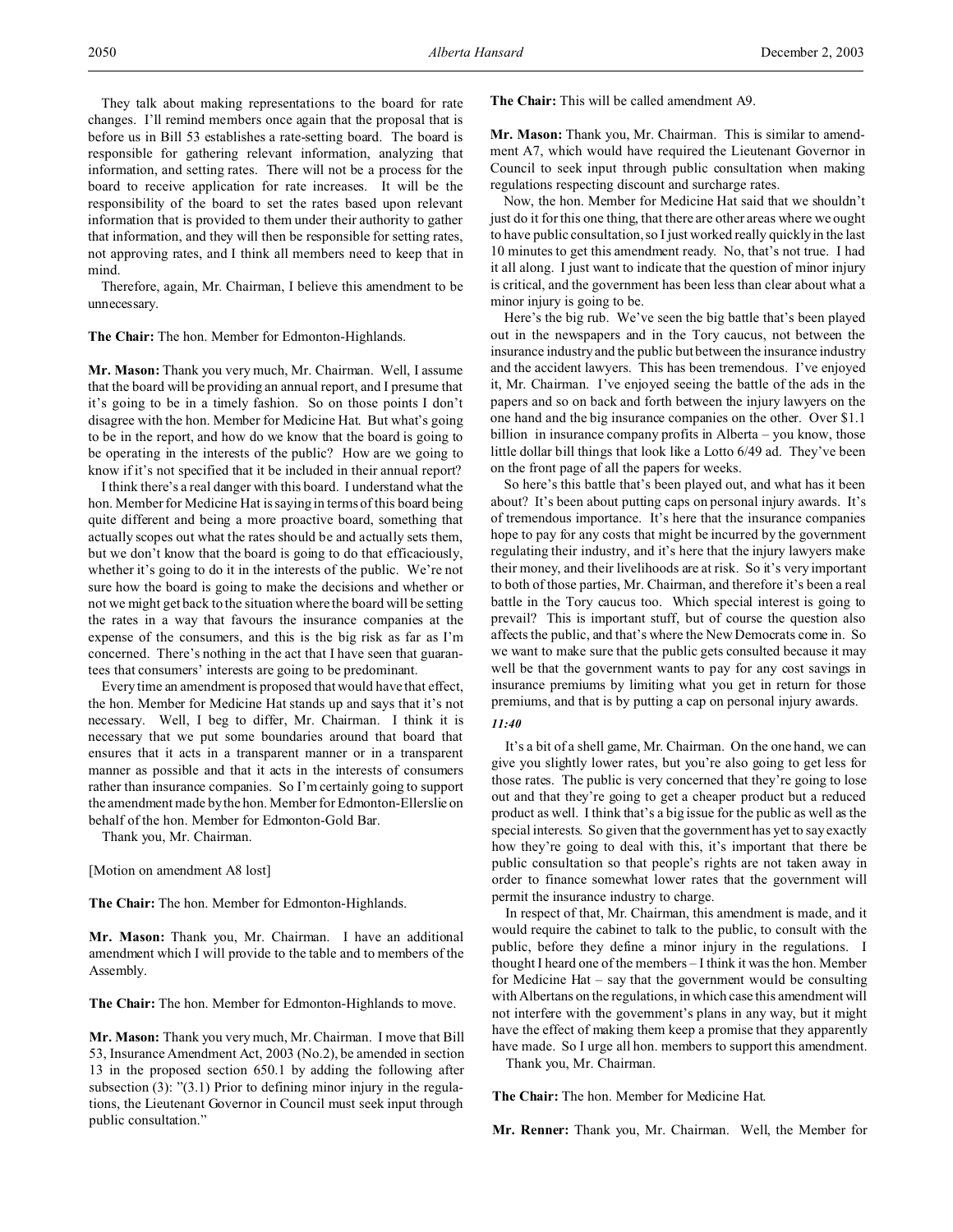They talk about making representations to the board for rate changes. I'll remind members once again that the proposal that is before us in Bill 53 establishes a rate-setting board. The board is responsible for gathering relevant information, analyzing that information, and setting rates. There will not be a process for the board to receive application for rate increases. It will be the responsibility of the board to set the rates based upon relevant information that is provided to them under their authority to gather that information, and they will then be responsible for setting rates, not approving rates, and I think all members need to keep that in mind.

Therefore, again, Mr. Chairman, I believe this amendment to be unnecessary.

**The Chair:** The hon. Member for Edmonton-Highlands.

**Mr. Mason:** Thank you very much, Mr. Chairman. Well, I assume that the board will be providing an annual report, and I presume that it's going to be in a timely fashion. So on those points I don't disagree with the hon. Member for Medicine Hat. But what's going to be in the report, and how do we know that the board is going to be operating in the interests of the public? How are we going to know if it's not specified that it be included in their annual report?

I think there's a real danger with this board. I understand what the hon. Member for Medicine Hat is saying in terms of this board being quite different and being a more proactive board, something that actually scopes out what the rates should be and actually sets them, but we don't know that the board is going to do that efficaciously, whether it's going to do it in the interests of the public. We're not sure how the board is going to make the decisions and whether or not we might get back to the situation where the board will be setting the rates in a way that favours the insurance companies at the expense of the consumers, and this is the big risk as far as I'm concerned. There's nothing in the act that I have seen that guarantees that consumers' interests are going to be predominant.

Every time an amendment is proposed that would have that effect, the hon. Member for Medicine Hat stands up and says that it's not necessary. Well, I beg to differ, Mr. Chairman. I think it is necessary that we put some boundaries around that board that ensures that it acts in a transparent manner or in a transparent manner as possible and that it acts in the interests of consumers rather than insurance companies. So I'm certainly going to support the amendment made by the hon. Member for Edmonton-Ellerslie on behalf of the hon. Member for Edmonton-Gold Bar.

Thank you, Mr. Chairman.

[Motion on amendment A8 lost]

**The Chair:** The hon. Member for Edmonton-Highlands.

**Mr. Mason:** Thank you, Mr. Chairman. I have an additional amendment which I will provide to the table and to members of the Assembly.

**The Chair:** The hon. Member for Edmonton-Highlands to move.

**Mr. Mason:** Thank you very much, Mr. Chairman. I move that Bill 53, Insurance Amendment Act, 2003 (No.2), be amended in section 13 in the proposed section 650.1 by adding the following after subsection (3): "(3.1) Prior to defining minor injury in the regulations, the Lieutenant Governor in Council must seek input through public consultation."

**The Chair:** This will be called amendment A9.

**Mr. Mason:** Thank you, Mr. Chairman. This is similar to amendment A7, which would have required the Lieutenant Governor in Council to seek input through public consultation when making regulations respecting discount and surcharge rates.

Now, the hon. Member for Medicine Hat said that we shouldn't just do it for this one thing, that there are other areas where we ought to have public consultation, so I just worked really quickly in the last 10 minutes to get this amendment ready. No, that's not true. I had it all along. I just want to indicate that the question of minor injury is critical, and the government has been less than clear about what a minor injury is going to be.

Here's the big rub. We've seen the big battle that's been played out in the newspapers and in the Tory caucus, not between the insurance industry and the public but between the insurance industry and the accident lawyers. This has been tremendous. I've enjoyed it, Mr. Chairman. I've enjoyed seeing the battle of the ads in the papers and so on back and forth between the injury lawyers on the one hand and the big insurance companies on the other. Over $1.1 billion in insurance company profits in Alberta – you know, those little dollar bill things that look like a Lotto 6/49 ad. They've been on the front page of all the papers for weeks.

So here's this battle that's been played out, and what has it been about? It's been about putting caps on personal injury awards. It's of tremendous importance. It's here that the insurance companies hope to pay for any costs that might be incurred by the government regulating their industry, and it's here that the injury lawyers make their money, and their livelihoods are at risk. So it's very important to both of those parties, Mr. Chairman, and therefore it's been a real battle in the Tory caucus too. Which special interest is going to prevail? This is important stuff, but of course the question also affects the public, and that's where the New Democrats come in. So we want to make sure that the public gets consulted because it may well be that the government wants to pay for any cost savings in insurance premiums by limiting what you get in return for those premiums, and that is by putting a cap on personal injury awards.

*11:40*

It's a bit of a shell game, Mr. Chairman. On the one hand, we can give you slightly lower rates, but you're also going to get less for those rates. The public is very concerned that they're going to lose out and that they're going to get a cheaper product but a reduced product as well. I think that's a big issue for the public as well as the special interests. So given that the government has yet to say exactly how they're going to deal with this, it's important that there be public consultation so that people's rights are not taken away in order to finance somewhat lower rates that the government will permit the insurance industry to charge.

In respect of that, Mr. Chairman, this amendment is made, and it would require the cabinet to talk to the public, to consult with the public, before they define a minor injury in the regulations. I thought I heard one of the members – I think it was the hon. Member for Medicine Hat – say that the government would be consulting with Albertans on the regulations, in which case this amendment will not interfere with the government's plans in any way, but it might have the effect of making them keep a promise that they apparently have made. So I urge all hon. members to support this amendment.

Thank you, Mr. Chairman.

**The Chair:** The hon. Member for Medicine Hat.

**Mr. Renner:** Thank you, Mr. Chairman. Well, the Member for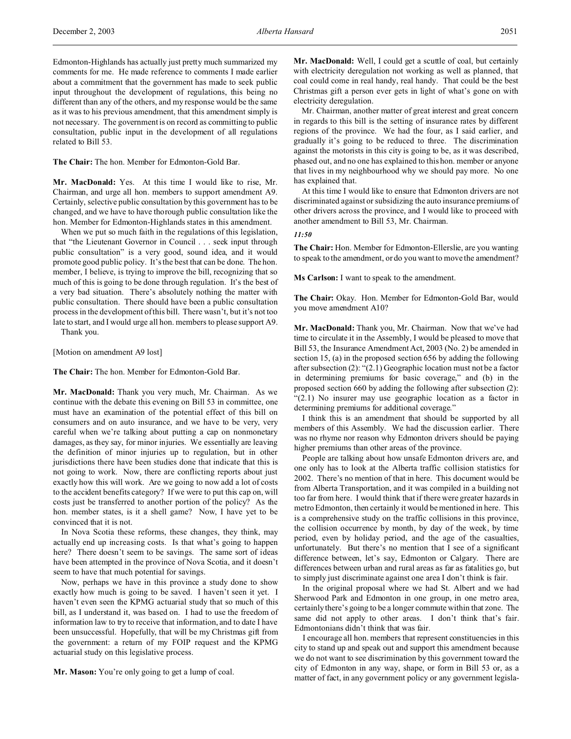Edmonton-Highlands has actually just pretty much summarized my comments for me. He made reference to comments I made earlier about a commitment that the government has made to seek public input throughout the development of regulations, this being no different than any of the others, and my response would be the same as it was to his previous amendment, that this amendment simply is not necessary. The government is on record as committing to public consultation, public input in the development of all regulations related to Bill 53.

**The Chair:** The hon. Member for Edmonton-Gold Bar.

**Mr. MacDonald:** Yes. At this time I would like to rise, Mr. Chairman, and urge all hon. members to support amendment A9. Certainly, selective public consultation by this government has to be changed, and we have to have thorough public consultation like the hon. Member for Edmonton-Highlands states in this amendment.

When we put so much faith in the regulations of this legislation, that "the Lieutenant Governor in Council . . . seek input through public consultation" is a very good, sound idea, and it would promote good public policy. It's the best that can be done. The hon. member, I believe, is trying to improve the bill, recognizing that so much of this is going to be done through regulation. It's the best of a very bad situation. There's absolutely nothing the matter with public consultation. There should have been a public consultation process in the development of this bill. There wasn't, but it's not too late to start, and I would urge all hon. members to please support A9.

Thank you.

[Motion on amendment A9 lost]

**The Chair:** The hon. Member for Edmonton-Gold Bar.

**Mr. MacDonald:** Thank you very much, Mr. Chairman. As we continue with the debate this evening on Bill 53 in committee, one must have an examination of the potential effect of this bill on consumers and on auto insurance, and we have to be very, very careful when we're talking about putting a cap on nonmonetary damages, as they say, for minor injuries. We essentially are leaving the definition of minor injuries up to regulation, but in other jurisdictions there have been studies done that indicate that this is not going to work. Now, there are conflicting reports about just exactly how this will work. Are we going to now add a lot of costs to the accident benefits category? If we were to put this cap on, will costs just be transferred to another portion of the policy? As the hon. member states, is it a shell game? Now, I have yet to be convinced that it is not.

In Nova Scotia these reforms, these changes, they think, may actually end up increasing costs. Is that what's going to happen here? There doesn't seem to be savings. The same sort of ideas have been attempted in the province of Nova Scotia, and it doesn't seem to have that much potential for savings.

Now, perhaps we have in this province a study done to show exactly how much is going to be saved. I haven't seen it yet. I haven't even seen the KPMG actuarial study that so much of this bill, as I understand it, was based on. I had to use the freedom of information law to try to receive that information, and to date I have been unsuccessful. Hopefully, that will be my Christmas gift from the government: a return of my FOIP request and the KPMG actuarial study on this legislative process.

**Mr. Mason:** You're only going to get a lump of coal.

**Mr. MacDonald:** Well, I could get a scuttle of coal, but certainly with electricity deregulation not working as well as planned, that coal could come in real handy, real handy. That could be the best Christmas gift a person ever gets in light of what's gone on with electricity deregulation.

Mr. Chairman, another matter of great interest and great concern in regards to this bill is the setting of insurance rates by different regions of the province. We had the four, as I said earlier, and gradually it's going to be reduced to three. The discrimination against the motorists in this city is going to be, as it was described, phased out, and no one has explained to this hon. member or anyone that lives in my neighbourhood why we should pay more. No one has explained that.

At this time I would like to ensure that Edmonton drivers are not discriminated against or subsidizing the auto insurance premiums of other drivers across the province, and I would like to proceed with another amendment to Bill 53, Mr. Chairman.

*11:50*

**The Chair:** Hon. Member for Edmonton-Ellerslie, are you wanting to speak to the amendment, or do you want to move the amendment?

**Ms Carlson:** I want to speak to the amendment.

**The Chair:** Okay. Hon. Member for Edmonton-Gold Bar, would you move amendment A10?

**Mr. MacDonald:** Thank you, Mr. Chairman. Now that we've had time to circulate it in the Assembly, I would be pleased to move that Bill 53, the Insurance Amendment Act, 2003 (No. 2) be amended in section 15, (a) in the proposed section 656 by adding the following after subsection (2): "(2.1) Geographic location must not be a factor in determining premiums for basic coverage," and (b) in the proposed section 660 by adding the following after subsection (2): "(2.1) No insurer may use geographic location as a factor in determining premiums for additional coverage."

I think this is an amendment that should be supported by all members of this Assembly. We had the discussion earlier. There was no rhyme nor reason why Edmonton drivers should be paying higher premiums than other areas of the province.

People are talking about how unsafe Edmonton drivers are, and one only has to look at the Alberta traffic collision statistics for 2002. There's no mention of that in here. This document would be from Alberta Transportation, and it was compiled in a building not too far from here. I would think that if there were greater hazards in metro Edmonton, then certainly it would be mentioned in here. This is a comprehensive study on the traffic collisions in this province, the collision occurrence by month, by day of the week, by time period, even by holiday period, and the age of the casualties, unfortunately. But there's no mention that I see of a significant difference between, let's say, Edmonton or Calgary. There are differences between urban and rural areas as far as fatalities go, but to simply just discriminate against one area I don't think is fair.

In the original proposal where we had St. Albert and we had Sherwood Park and Edmonton in one group, in one metro area, certainly there's going to be a longer commute within that zone. The same did not apply to other areas. I don't think that's fair. Edmontonians didn't think that was fair.

I encourage all hon. members that represent constituencies in this city to stand up and speak out and support this amendment because we do not want to see discrimination by this government toward the city of Edmonton in any way, shape, or form in Bill 53 or, as a matter of fact, in any government policy or any government legisla-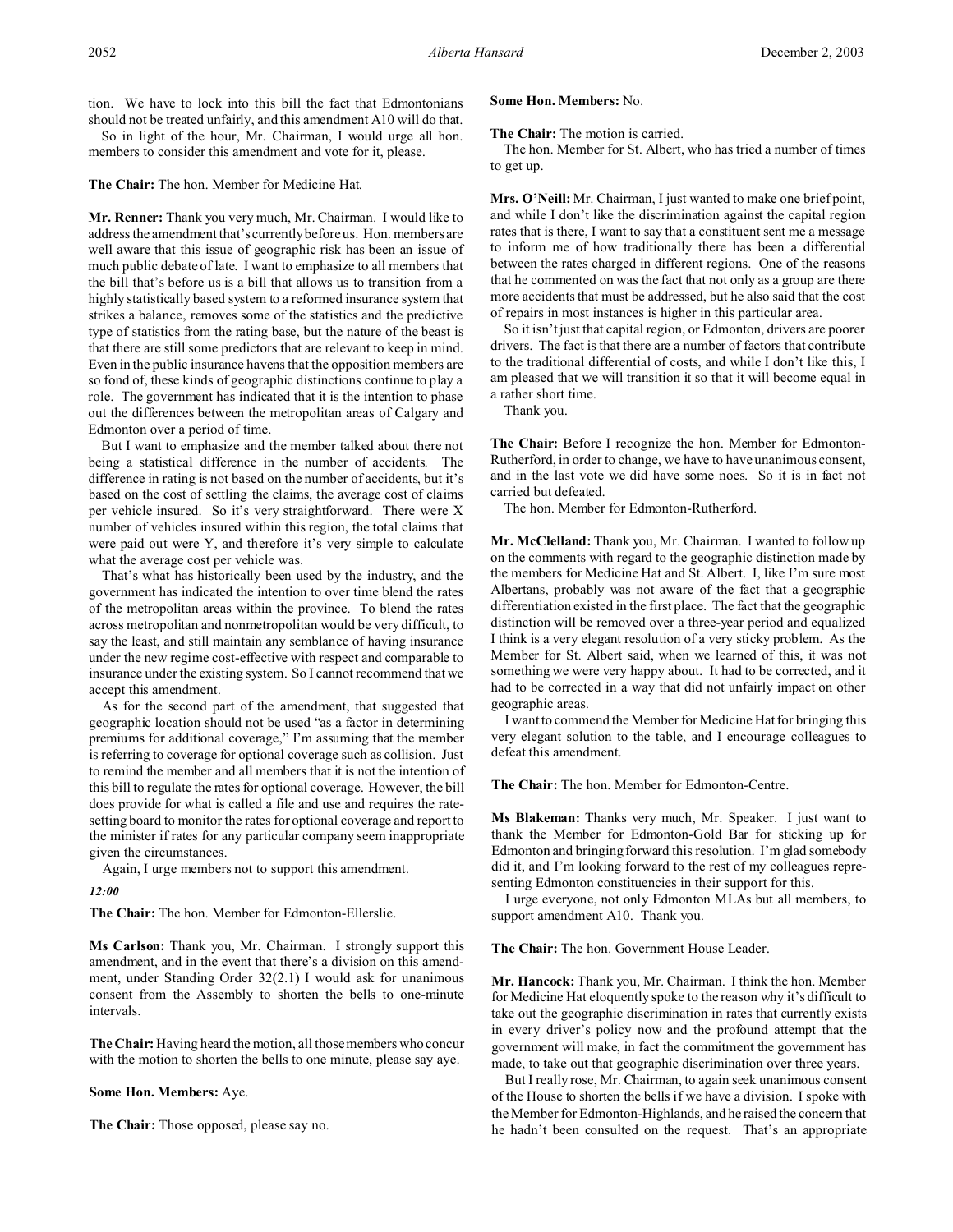tion. We have to lock into this bill the fact that Edmontonians should not be treated unfairly, and this amendment A10 will do that.

So in light of the hour, Mr. Chairman, I would urge all hon. members to consider this amendment and vote for it, please.

**The Chair:** The hon. Member for Medicine Hat.

**Mr. Renner:** Thank you very much, Mr. Chairman. I would like to address the amendment that's currently before us. Hon. members are well aware that this issue of geographic risk has been an issue of much public debate of late. I want to emphasize to all members that the bill that's before us is a bill that allows us to transition from a highly statistically based system to a reformed insurance system that strikes a balance, removes some of the statistics and the predictive type of statistics from the rating base, but the nature of the beast is that there are still some predictors that are relevant to keep in mind. Even in the public insurance havens that the opposition members are so fond of, these kinds of geographic distinctions continue to play a role. The government has indicated that it is the intention to phase out the differences between the metropolitan areas of Calgary and Edmonton over a period of time.

But I want to emphasize and the member talked about there not being a statistical difference in the number of accidents. The difference in rating is not based on the number of accidents, but it's based on the cost of settling the claims, the average cost of claims per vehicle insured. So it's very straightforward. There were X number of vehicles insured within this region, the total claims that were paid out were Y, and therefore it's very simple to calculate what the average cost per vehicle was.

That's what has historically been used by the industry, and the government has indicated the intention to over time blend the rates of the metropolitan areas within the province. To blend the rates across metropolitan and nonmetropolitan would be very difficult, to say the least, and still maintain any semblance of having insurance under the new regime cost-effective with respect and comparable to insurance under the existing system. So I cannot recommend that we accept this amendment.

As for the second part of the amendment, that suggested that geographic location should not be used "as a factor in determining premiums for additional coverage," I'm assuming that the member is referring to coverage for optional coverage such as collision. Just to remind the member and all members that it is not the intention of this bill to regulate the rates for optional coverage. However, the bill does provide for what is called a file and use and requires the rate-setting board to monitor the rates for optional coverage and report to the minister if rates for any particular company seem inappropriate given the circumstances.

Again, I urge members not to support this amendment.

*12:00*

**The Chair:** The hon. Member for Edmonton-Ellerslie.

**Ms Carlson:** Thank you, Mr. Chairman. I strongly support this amendment, and in the event that there's a division on this amendment, under Standing Order 32(2.1) I would ask for unanimous consent from the Assembly to shorten the bells to one-minute intervals.

**The Chair:** Having heard the motion, all those members who concur with the motion to shorten the bells to one minute, please say aye.

**Some Hon. Members:** Aye.

**The Chair:** Those opposed, please say no.

**Some Hon. Members:** No.

**The Chair:** The motion is carried.

The hon. Member for St. Albert, who has tried a number of times to get up.

**Mrs. O'Neill:** Mr. Chairman, I just wanted to make one brief point, and while I don't like the discrimination against the capital region rates that is there, I want to say that a constituent sent me a message to inform me of how traditionally there has been a differential between the rates charged in different regions. One of the reasons that he commented on was the fact that not only as a group are there more accidents that must be addressed, but he also said that the cost of repairs in most instances is higher in this particular area.

So it isn't just that capital region, or Edmonton, drivers are poorer drivers. The fact is that there are a number of factors that contribute to the traditional differential of costs, and while I don't like this, I am pleased that we will transition it so that it will become equal in a rather short time.

Thank you.

**The Chair:** Before I recognize the hon. Member for Edmonton-Rutherford, in order to change, we have to have unanimous consent, and in the last vote we did have some noes. So it is in fact not carried but defeated.

The hon. Member for Edmonton-Rutherford.

**Mr. McClelland:** Thank you, Mr. Chairman. I wanted to follow up on the comments with regard to the geographic distinction made by the members for Medicine Hat and St. Albert. I, like I'm sure most Albertans, probably was not aware of the fact that a geographic differentiation existed in the first place. The fact that the geographic distinction will be removed over a three-year period and equalized I think is a very elegant resolution of a very sticky problem. As the Member for St. Albert said, when we learned of this, it was not something we were very happy about. It had to be corrected, and it had to be corrected in a way that did not unfairly impact on other geographic areas.

I want to commend the Member for Medicine Hat for bringing this very elegant solution to the table, and I encourage colleagues to defeat this amendment.

**The Chair:** The hon. Member for Edmonton-Centre.

**Ms Blakeman:** Thanks very much, Mr. Speaker. I just want to thank the Member for Edmonton-Gold Bar for sticking up for Edmonton and bringing forward this resolution. I'm glad somebody did it, and I'm looking forward to the rest of my colleagues representing Edmonton constituencies in their support for this.

I urge everyone, not only Edmonton MLAs but all members, to support amendment A10. Thank you.

**The Chair:** The hon. Government House Leader.

**Mr. Hancock:** Thank you, Mr. Chairman. I think the hon. Member for Medicine Hat eloquently spoke to the reason why it's difficult to take out the geographic discrimination in rates that currently exists in every driver's policy now and the profound attempt that the government will make, in fact the commitment the government has made, to take out that geographic discrimination over three years.

But I really rose, Mr. Chairman, to again seek unanimous consent of the House to shorten the bells if we have a division. I spoke with the Member for Edmonton-Highlands, and he raised the concern that he hadn't been consulted on the request. That's an appropriate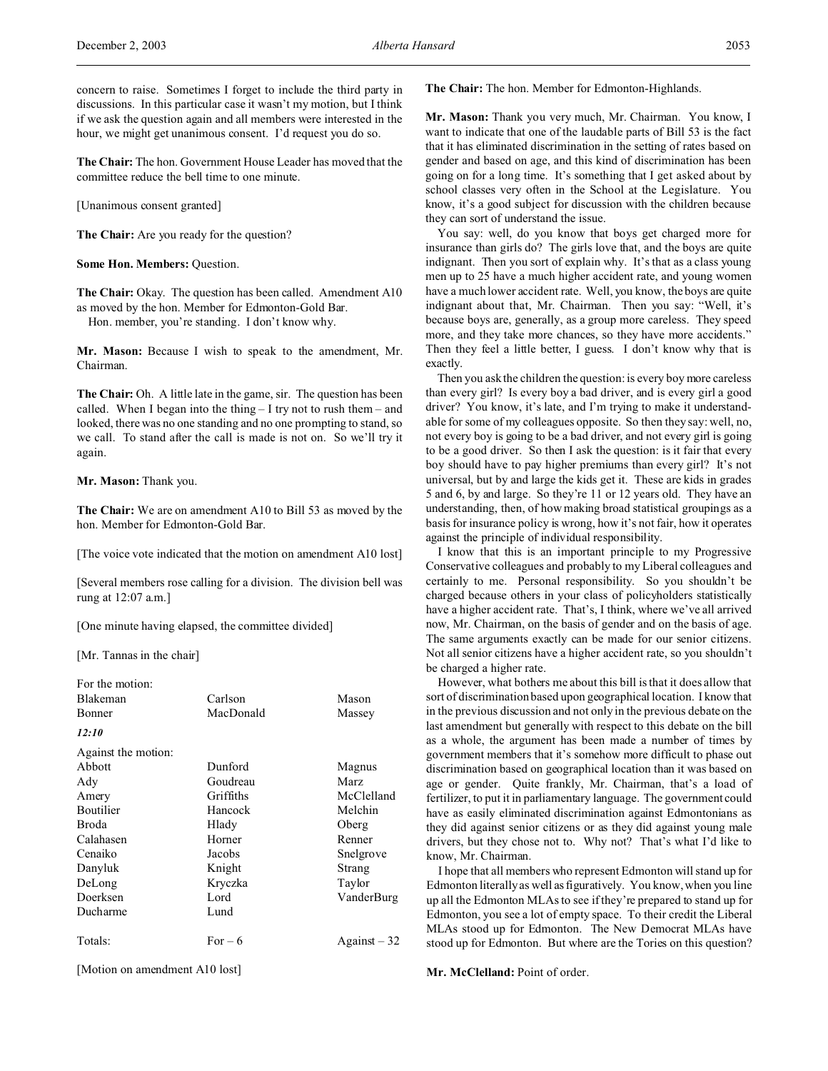concern to raise. Sometimes I forget to include the third party in discussions. In this particular case it wasn't my motion, but I think if we ask the question again and all members were interested in the hour, we might get unanimous consent. I'd request you do so.

**The Chair:** The hon. Government House Leader has moved that the committee reduce the bell time to one minute.

[Unanimous consent granted]

**The Chair:** Are you ready for the question?

**Some Hon. Members:** Question.

**The Chair:** Okay. The question has been called. Amendment A10 as moved by the hon. Member for Edmonton-Gold Bar.

Hon. member, you're standing. I don't know why.

**Mr. Mason:** Because I wish to speak to the amendment, Mr. Chairman.

**The Chair:** Oh. A little late in the game, sir. The question has been called. When I began into the thing – I try not to rush them – and looked, there was no one standing and no one prompting to stand, so we call. To stand after the call is made is not on. So we'll try it again.

**Mr. Mason:** Thank you.

**The Chair:** We are on amendment A10 to Bill 53 as moved by the hon. Member for Edmonton-Gold Bar.

[The voice vote indicated that the motion on amendment A10 lost]

[Several members rose calling for a division. The division bell was rung at 12:07 a.m.]

[One minute having elapsed, the committee divided]

[Mr. Tannas in the chair]

For the motion:

| | | |
|---|---|---|
| Blakeman | Carlson | Mason |
| Bonner | MacDonald | Massey |

*12:10*

Against the motion:

| | | |
|---|---|---|
| Abbott | Dunford | Magnus |
| Ady | Goudreau | Marz |
| Amery | Griffiths | McClelland |
| Boutilier | Hancock | Melchin |
| Broda | Hlady | Oberg |
| Calahasen | Horner | Renner |
| Cenaiko | Jacobs | Snelgrove |
| Danyluk | Knight | Strang |
| DeLong | Kryczka | Taylor |
| Doerksen | Lord | VanderBurg |
| Ducharme | Lund | |
| | | |
| Totals: | For – 6 | Against – 32 |

[Motion on amendment A10 lost]

**The Chair:** The hon. Member for Edmonton-Highlands.

**Mr. Mason:** Thank you very much, Mr. Chairman. You know, I want to indicate that one of the laudable parts of Bill 53 is the fact that it has eliminated discrimination in the setting of rates based on gender and based on age, and this kind of discrimination has been going on for a long time. It's something that I get asked about by school classes very often in the School at the Legislature. You know, it's a good subject for discussion with the children because they can sort of understand the issue.

You say: well, do you know that boys get charged more for insurance than girls do? The girls love that, and the boys are quite indignant. Then you sort of explain why. It's that as a class young men up to 25 have a much higher accident rate, and young women have a much lower accident rate. Well, you know, the boys are quite indignant about that, Mr. Chairman. Then you say: "Well, it's because boys are, generally, as a group more careless. They speed more, and they take more chances, so they have more accidents." Then they feel a little better, I guess. I don't know why that is exactly.

Then you ask the children the question: is every boy more careless than every girl? Is every boy a bad driver, and is every girl a good driver? You know, it's late, and I'm trying to make it understandable for some of my colleagues opposite. So then they say: well, no, not every boy is going to be a bad driver, and not every girl is going to be a good driver. So then I ask the question: is it fair that every boy should have to pay higher premiums than every girl? It's not universal, but by and large the kids get it. These are kids in grades 5 and 6, by and large. So they're 11 or 12 years old. They have an understanding, then, of how making broad statistical groupings as a basis for insurance policy is wrong, how it's not fair, how it operates against the principle of individual responsibility.

I know that this is an important principle to my Progressive Conservative colleagues and probably to my Liberal colleagues and certainly to me. Personal responsibility. So you shouldn't be charged because others in your class of policyholders statistically have a higher accident rate. That's, I think, where we've all arrived now, Mr. Chairman, on the basis of gender and on the basis of age. The same arguments exactly can be made for our senior citizens. Not all senior citizens have a higher accident rate, so you shouldn't be charged a higher rate.

However, what bothers me about this bill is that it does allow that sort of discrimination based upon geographical location. I know that in the previous discussion and not only in the previous debate on the last amendment but generally with respect to this debate on the bill as a whole, the argument has been made a number of times by government members that it's somehow more difficult to phase out discrimination based on geographical location than it was based on age or gender. Quite frankly, Mr. Chairman, that's a load of fertilizer, to put it in parliamentary language. The government could have as easily eliminated discrimination against Edmontonians as they did against senior citizens or as they did against young male drivers, but they chose not to. Why not? That's what I'd like to know, Mr. Chairman.

I hope that all members who represent Edmonton will stand up for Edmonton literally as well as figuratively. You know, when you line up all the Edmonton MLAs to see if they're prepared to stand up for Edmonton, you see a lot of empty space. To their credit the Liberal MLAs stood up for Edmonton. The New Democrat MLAs have stood up for Edmonton. But where are the Tories on this question?

**Mr. McClelland:** Point of order.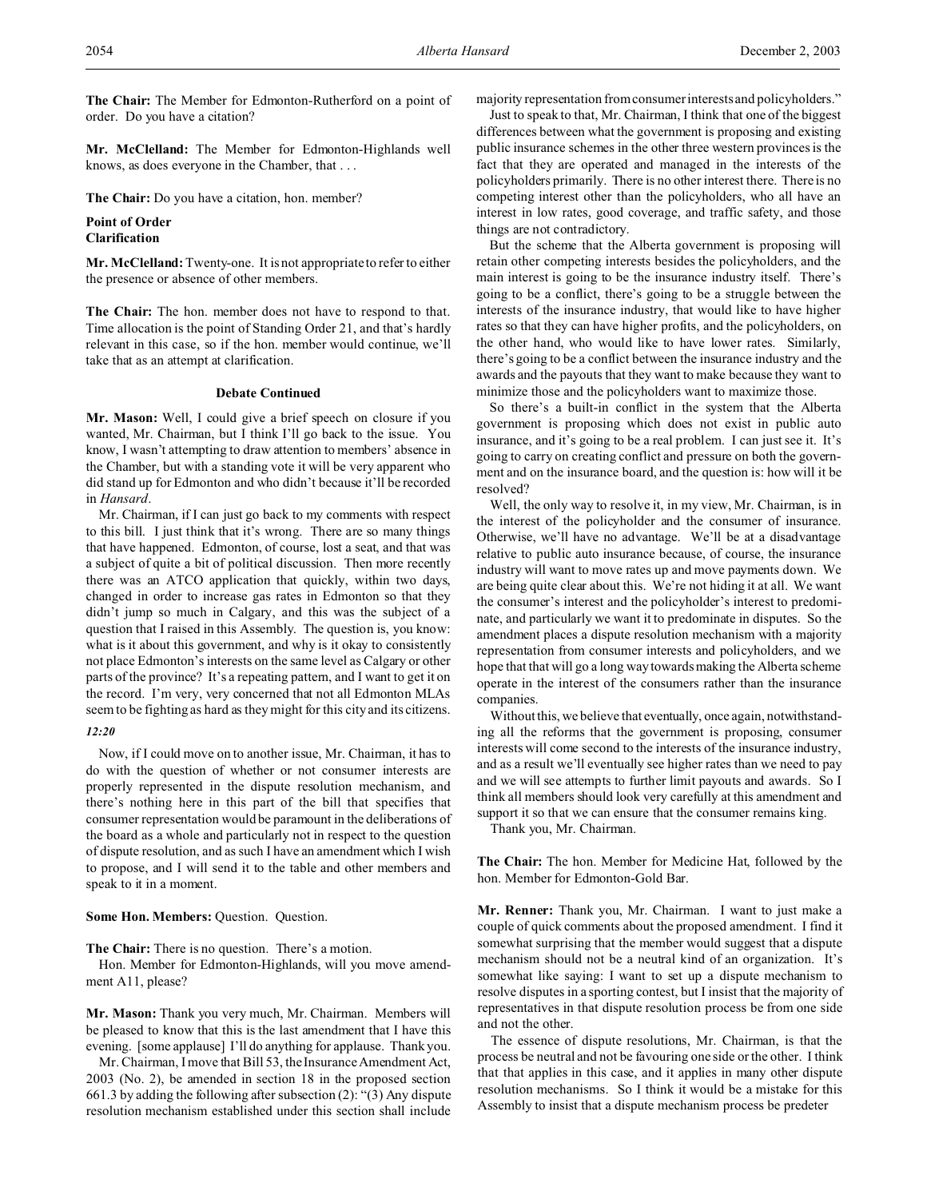**The Chair:** The Member for Edmonton-Rutherford on a point of order. Do you have a citation?

**Mr. McClelland:** The Member for Edmonton-Highlands well knows, as does everyone in the Chamber, that . . .

**The Chair:** Do you have a citation, hon. member?

**Point of Order**
**Clarification**

**Mr. McClelland:** Twenty-one. It is not appropriate to refer to either the presence or absence of other members.

**The Chair:** The hon. member does not have to respond to that. Time allocation is the point of Standing Order 21, and that's hardly relevant in this case, so if the hon. member would continue, we'll take that as an attempt at clarification.

**Debate Continued**

**Mr. Mason:** Well, I could give a brief speech on closure if you wanted, Mr. Chairman, but I think I'll go back to the issue. You know, I wasn't attempting to draw attention to members' absence in the Chamber, but with a standing vote it will be very apparent who did stand up for Edmonton and who didn't because it'll be recorded in *Hansard*.

Mr. Chairman, if I can just go back to my comments with respect to this bill. I just think that it's wrong. There are so many things that have happened. Edmonton, of course, lost a seat, and that was a subject of quite a bit of political discussion. Then more recently there was an ATCO application that quickly, within two days, changed in order to increase gas rates in Edmonton so that they didn't jump so much in Calgary, and this was the subject of a question that I raised in this Assembly. The question is, you know: what is it about this government, and why is it okay to consistently not place Edmonton's interests on the same level as Calgary or other parts of the province? It's a repeating pattern, and I want to get it on the record. I'm very, very concerned that not all Edmonton MLAs seem to be fighting as hard as they might for this city and its citizens.

*12:20*

Now, if I could move on to another issue, Mr. Chairman, it has to do with the question of whether or not consumer interests are properly represented in the dispute resolution mechanism, and there's nothing here in this part of the bill that specifies that consumer representation would be paramount in the deliberations of the board as a whole and particularly not in respect to the question of dispute resolution, and as such I have an amendment which I wish to propose, and I will send it to the table and other members and speak to it in a moment.

**Some Hon. Members:** Question. Question.

**The Chair:** There is no question. There's a motion.

Hon. Member for Edmonton-Highlands, will you move amendment A11, please?

**Mr. Mason:** Thank you very much, Mr. Chairman. Members will be pleased to know that this is the last amendment that I have this evening. [some applause] I'll do anything for applause. Thank you.

Mr. Chairman, I move that Bill 53, the Insurance Amendment Act, 2003 (No. 2), be amended in section 18 in the proposed section 661.3 by adding the following after subsection (2): "(3) Any dispute resolution mechanism established under this section shall include majority representation from consumer interests and policyholders."

Just to speak to that, Mr. Chairman, I think that one of the biggest differences between what the government is proposing and existing public insurance schemes in the other three western provinces is the fact that they are operated and managed in the interests of the policyholders primarily. There is no other interest there. There is no competing interest other than the policyholders, who all have an interest in low rates, good coverage, and traffic safety, and those things are not contradictory.

But the scheme that the Alberta government is proposing will retain other competing interests besides the policyholders, and the main interest is going to be the insurance industry itself. There's going to be a conflict, there's going to be a struggle between the interests of the insurance industry, that would like to have higher rates so that they can have higher profits, and the policyholders, on the other hand, who would like to have lower rates. Similarly, there's going to be a conflict between the insurance industry and the awards and the payouts that they want to make because they want to minimize those and the policyholders want to maximize those.

So there's a built-in conflict in the system that the Alberta government is proposing which does not exist in public auto insurance, and it's going to be a real problem. I can just see it. It's going to carry on creating conflict and pressure on both the government and on the insurance board, and the question is: how will it be resolved?

Well, the only way to resolve it, in my view, Mr. Chairman, is in the interest of the policyholder and the consumer of insurance. Otherwise, we'll have no advantage. We'll be at a disadvantage relative to public auto insurance because, of course, the insurance industry will want to move rates up and move payments down. We are being quite clear about this. We're not hiding it at all. We want the consumer's interest and the policyholder's interest to predominate, and particularly we want it to predominate in disputes. So the amendment places a dispute resolution mechanism with a majority representation from consumer interests and policyholders, and we hope that that will go a long way towards making the Alberta scheme operate in the interest of the consumers rather than the insurance companies.

Without this, we believe that eventually, once again, notwithstanding all the reforms that the government is proposing, consumer interests will come second to the interests of the insurance industry, and as a result we'll eventually see higher rates than we need to pay and we will see attempts to further limit payouts and awards. So I think all members should look very carefully at this amendment and support it so that we can ensure that the consumer remains king.

Thank you, Mr. Chairman.

**The Chair:** The hon. Member for Medicine Hat, followed by the hon. Member for Edmonton-Gold Bar.

**Mr. Renner:** Thank you, Mr. Chairman. I want to just make a couple of quick comments about the proposed amendment. I find it somewhat surprising that the member would suggest that a dispute mechanism should not be a neutral kind of an organization. It's somewhat like saying: I want to set up a dispute mechanism to resolve disputes in a sporting contest, but I insist that the majority of representatives in that dispute resolution process be from one side and not the other.

The essence of dispute resolutions, Mr. Chairman, is that the process be neutral and not be favouring one side or the other. I think that that applies in this case, and it applies in many other dispute resolution mechanisms. So I think it would be a mistake for this Assembly to insist that a dispute mechanism process be predeter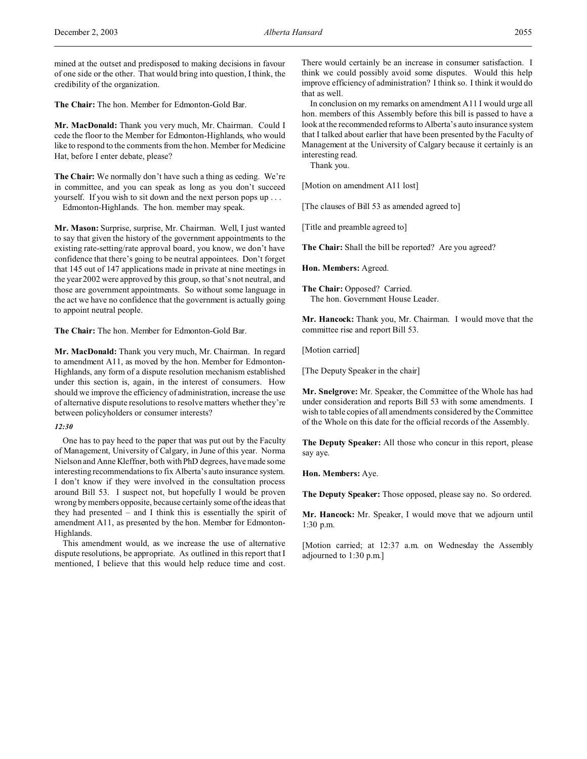mined at the outset and predisposed to making decisions in favour of one side or the other. That would bring into question, I think, the credibility of the organization.

**The Chair:** The hon. Member for Edmonton-Gold Bar.

**Mr. MacDonald:** Thank you very much, Mr. Chairman. Could I cede the floor to the Member for Edmonton-Highlands, who would like to respond to the comments from the hon. Member for Medicine Hat, before I enter debate, please?

**The Chair:** We normally don't have such a thing as ceding. We're in committee, and you can speak as long as you don't succeed yourself. If you wish to sit down and the next person pops up . . .

Edmonton-Highlands. The hon. member may speak.

**Mr. Mason:** Surprise, surprise, Mr. Chairman. Well, I just wanted to say that given the history of the government appointments to the existing rate-setting/rate approval board, you know, we don't have confidence that there's going to be neutral appointees. Don't forget that 145 out of 147 applications made in private at nine meetings in the year 2002 were approved by this group, so that's not neutral, and those are government appointments. So without some language in the act we have no confidence that the government is actually going to appoint neutral people.

**The Chair:** The hon. Member for Edmonton-Gold Bar.

**Mr. MacDonald:** Thank you very much, Mr. Chairman. In regard to amendment A11, as moved by the hon. Member for Edmonton-Highlands, any form of a dispute resolution mechanism established under this section is, again, in the interest of consumers. How should we improve the efficiency of administration, increase the use of alternative dispute resolutions to resolve matters whether they're between policyholders or consumer interests?

*12:30*

One has to pay heed to the paper that was put out by the Faculty of Management, University of Calgary, in June of this year. Norma Nielson and Anne Kleffner, both with PhD degrees, have made some interesting recommendations to fix Alberta's auto insurance system. I don't know if they were involved in the consultation process around Bill 53. I suspect not, but hopefully I would be proven wrong by members opposite, because certainly some of the ideas that they had presented – and I think this is essentially the spirit of amendment A11, as presented by the hon. Member for Edmonton-Highlands.

This amendment would, as we increase the use of alternative dispute resolutions, be appropriate. As outlined in this report that I mentioned, I believe that this would help reduce time and cost. There would certainly be an increase in consumer satisfaction. I think we could possibly avoid some disputes. Would this help improve efficiency of administration? I think so. I think it would do that as well.

In conclusion on my remarks on amendment A11 I would urge all hon. members of this Assembly before this bill is passed to have a look at the recommended reforms to Alberta's auto insurance system that I talked about earlier that have been presented by the Faculty of Management at the University of Calgary because it certainly is an interesting read.

Thank you.

[Motion on amendment A11 lost]

[The clauses of Bill 53 as amended agreed to]

[Title and preamble agreed to]

**The Chair:** Shall the bill be reported? Are you agreed?

**Hon. Members:** Agreed.

**The Chair:** Opposed? Carried.

The hon. Government House Leader.

**Mr. Hancock:** Thank you, Mr. Chairman. I would move that the committee rise and report Bill 53.

[Motion carried]

[The Deputy Speaker in the chair]

**Mr. Snelgrove:** Mr. Speaker, the Committee of the Whole has had under consideration and reports Bill 53 with some amendments. I wish to table copies of all amendments considered by the Committee of the Whole on this date for the official records of the Assembly.

**The Deputy Speaker:** All those who concur in this report, please say aye.

**Hon. Members:** Aye.

**The Deputy Speaker:** Those opposed, please say no. So ordered.

**Mr. Hancock:** Mr. Speaker, I would move that we adjourn until 1:30 p.m.

[Motion carried; at 12:37 a.m. on Wednesday the Assembly adjourned to 1:30 p.m.]